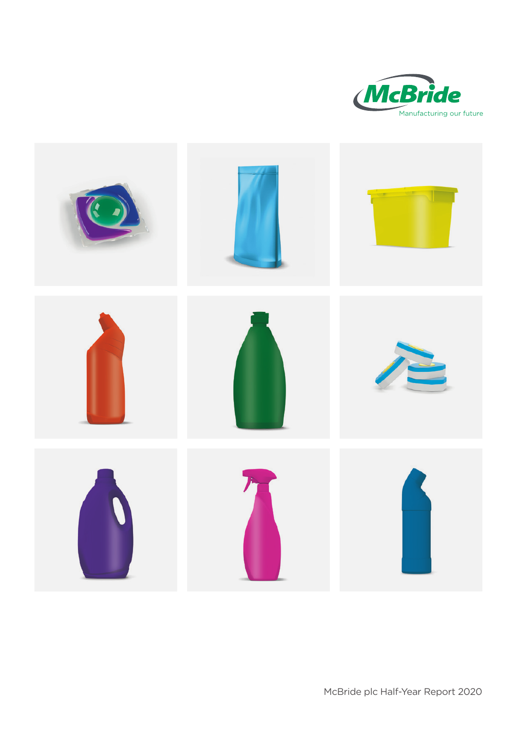McBride

Manufacturing our future

McBride plc Half-Year Report 2020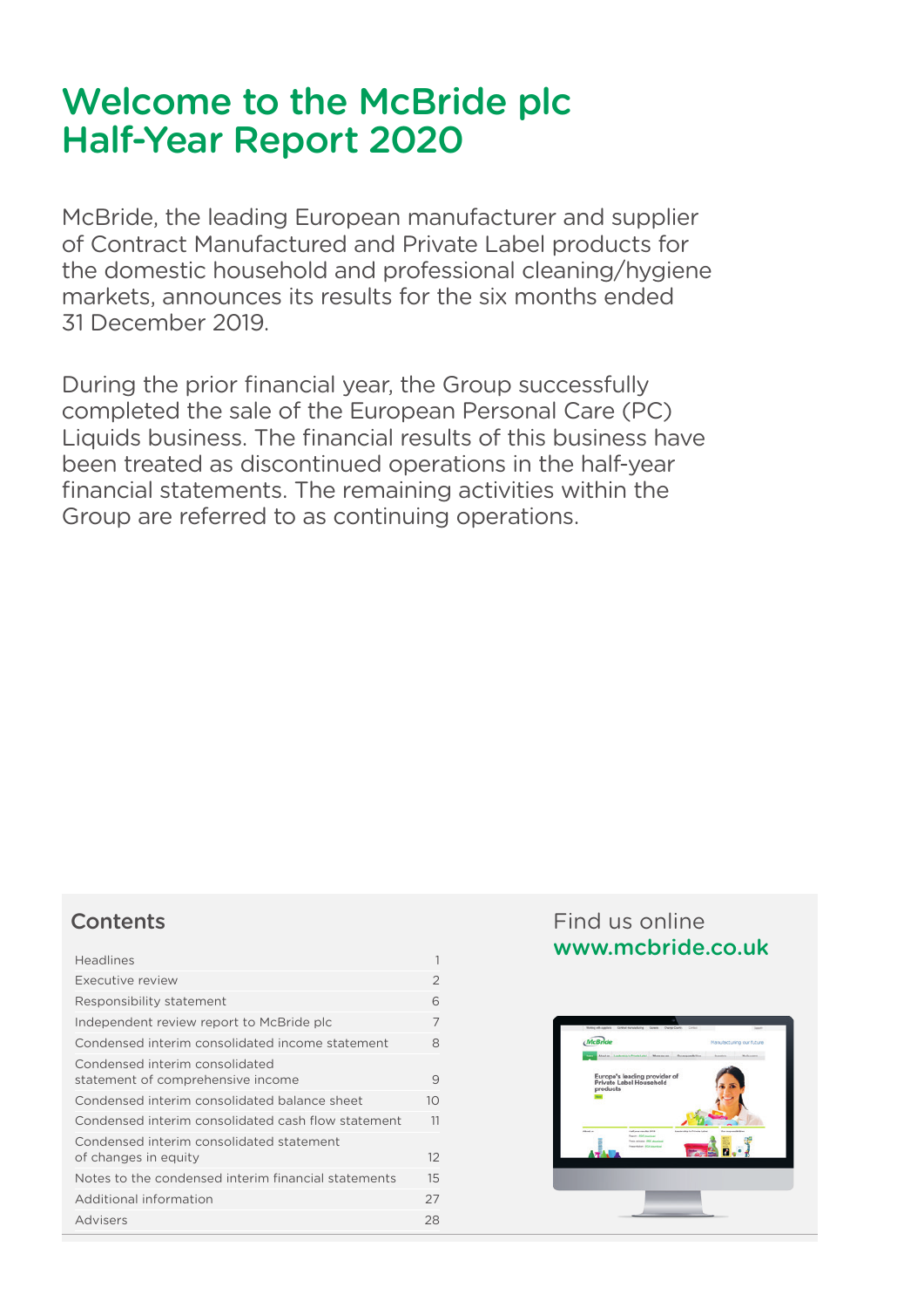# Welcome to the McBride plc Half-Year Report 2020

McBride, the leading European manufacturer and supplier of Contract Manufactured and Private Label products for the domestic household and professional cleaning/hygiene markets, announces its results for the six months ended 31 December 2019.

During the prior financial year, the Group successfully completed the sale of the European Personal Care (PC) Liquids business. The financial results of this business have been treated as discontinued operations in the half-year financial statements. The remaining activities within the Group are referred to as continuing operations.

## Contents

| | |
|---|---|
| Headlines | 1 |
| Executive review | 2 |
| Responsibility statement | 6 |
| Independent review report to McBride plc | 7 |
| Condensed interim consolidated income statement | 8 |
| Condensed interim consolidated statement of comprehensive income | 9 |
| Condensed interim consolidated balance sheet | 10 |
| Condensed interim consolidated cash flow statement | 11 |
| Condensed interim consolidated statement of changes in equity | 12 |
| Notes to the condensed interim financial statements | 15 |
| Additional information | 27 |
| Advisers | 28 |

Find us online
**www.mcbride.co.uk**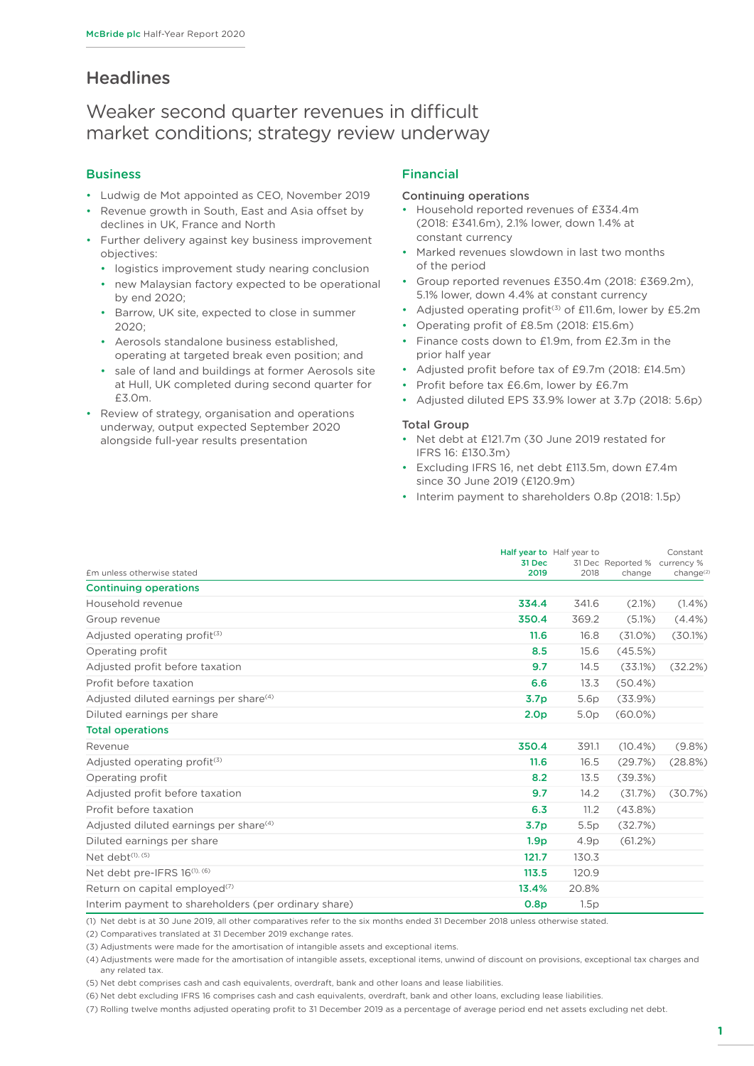# Headlines

## Weaker second quarter revenues in difficult market conditions; strategy review underway

### Business

- Ludwig de Mot appointed as CEO, November 2019
- Revenue growth in South, East and Asia offset by declines in UK, France and North
- Further delivery against key business improvement objectives:
  - logistics improvement study nearing conclusion
  - new Malaysian factory expected to be operational by end 2020;
  - Barrow, UK site, expected to close in summer 2020;
  - Aerosols standalone business established, operating at targeted break even position; and
  - sale of land and buildings at former Aerosols site at Hull, UK completed during second quarter for £3.0m.
- Review of strategy, organisation and operations underway, output expected September 2020 alongside full-year results presentation

### Financial

**Continuing operations**

- Household reported revenues of £334.4m (2018: £341.6m), 2.1% lower, down 1.4% at constant currency
- Marked revenues slowdown in last two months of the period
- Group reported revenues £350.4m (2018: £369.2m), 5.1% lower, down 4.4% at constant currency
- Adjusted operating profit[3] of £11.6m, lower by £5.2m
- Operating profit of £8.5m (2018: £15.6m)
- Finance costs down to £1.9m, from £2.3m in the prior half year
- Adjusted profit before tax of £9.7m (2018: £14.5m)
- Profit before tax £6.6m, lower by £6.7m
- Adjusted diluted EPS 33.9% lower at 3.7p (2018: 5.6p)

**Total Group**

- Net debt at £121.7m (30 June 2019 restated for IFRS 16: £130.3m)
- Excluding IFRS 16, net debt £113.5m, down £7.4m since 30 June 2019 (£120.9m)
- Interim payment to shareholders 0.8p (2018: 1.5p)

| £m unless otherwise stated | Half year to 31 Dec 2019 | Half year to 31 Dec 2018 | Reported % change | Constant currency % change[2] |
|---|---|---|---|---|
| **Continuing operations** | | | | |
| Household revenue | **334.4** | 341.6 | (2.1%) | (1.4%) |
| Group revenue | **350.4** | 369.2 | (5.1%) | (4.4%) |
| Adjusted operating profit[3] | **11.6** | 16.8 | (31.0%) | (30.1%) |
| Operating profit | **8.5** | 15.6 | (45.5%) | |
| Adjusted profit before taxation | **9.7** | 14.5 | (33.1%) | (32.2%) |
| Profit before taxation | **6.6** | 13.3 | (50.4%) | |
| Adjusted diluted earnings per share[4] | **3.7p** | 5.6p | (33.9%) | |
| Diluted earnings per share | **2.0p** | 5.0p | (60.0%) | |
| **Total operations** | | | | |
| Revenue | **350.4** | 391.1 | (10.4%) | (9.8%) |
| Adjusted operating profit[3] | **11.6** | 16.5 | (29.7%) | (28.8%) |
| Operating profit | **8.2** | 13.5 | (39.3%) | |
| Adjusted profit before taxation | **9.7** | 14.2 | (31.7%) | (30.7%) |
| Profit before taxation | **6.3** | 11.2 | (43.8%) | |
| Adjusted diluted earnings per share[4] | **3.7p** | 5.5p | (32.7%) | |
| Diluted earnings per share | **1.9p** | 4.9p | (61.2%) | |
| Net debt[1, 5] | **121.7** | 130.3 | | |
| Net debt pre-IFRS 16[1, 6] | **113.5** | 120.9 | | |
| Return on capital employed[7] | **13.4%** | 20.8% | | |
| Interim payment to shareholders (per ordinary share) | **0.8p** | 1.5p | | |

(1) Net debt is at 30 June 2019, all other comparatives refer to the six months ended 31 December 2018 unless otherwise stated.

(2) Comparatives translated at 31 December 2019 exchange rates.

(3) Adjustments were made for the amortisation of intangible assets and exceptional items.

(4) Adjustments were made for the amortisation of intangible assets, exceptional items, unwind of discount on provisions, exceptional tax charges and any related tax.

(5) Net debt comprises cash and cash equivalents, overdraft, bank and other loans and lease liabilities.

(6) Net debt excluding IFRS 16 comprises cash and cash equivalents, overdraft, bank and other loans, excluding lease liabilities.

(7) Rolling twelve months adjusted operating profit to 31 December 2019 as a percentage of average period end net assets excluding net debt.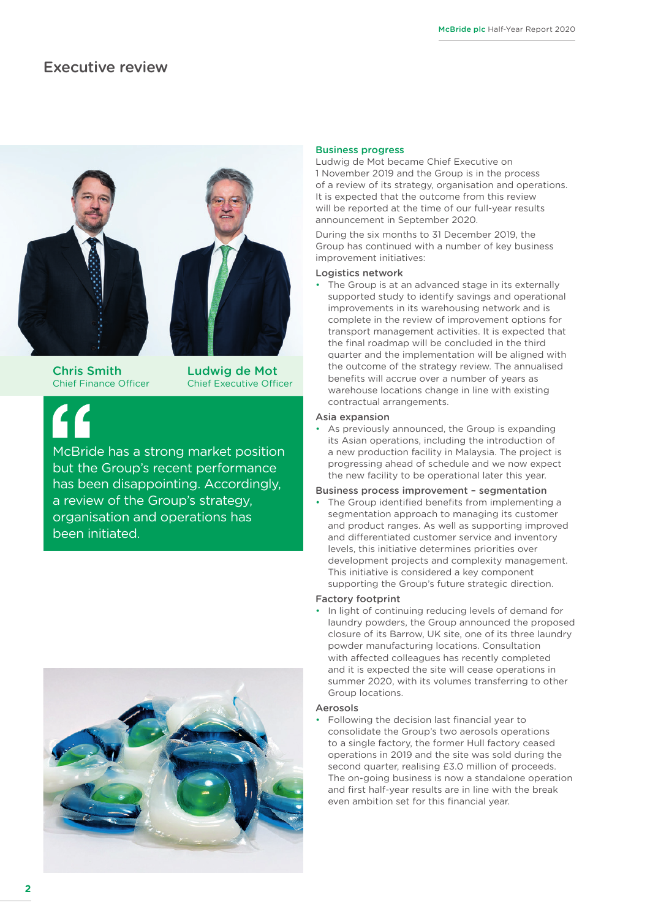# Executive review

Chris Smith
Chief Finance Officer

Ludwig de Mot
Chief Executive Officer

> McBride has a strong market position but the Group's recent performance has been disappointing. Accordingly, a review of the Group's strategy, organisation and operations has been initiated.

## Business progress

Ludwig de Mot became Chief Executive on 1 November 2019 and the Group is in the process of a review of its strategy, organisation and operations. It is expected that the outcome from this review will be reported at the time of our full-year results announcement in September 2020.

During the six months to 31 December 2019, the Group has continued with a number of key business improvement initiatives:

### Logistics network

- The Group is at an advanced stage in its externally supported study to identify savings and operational improvements in its warehousing network and is complete in the review of improvement options for transport management activities. It is expected that the final roadmap will be concluded in the third quarter and the implementation will be aligned with the outcome of the strategy review. The annualised benefits will accrue over a number of years as warehouse locations change in line with existing contractual arrangements.

### Asia expansion

- As previously announced, the Group is expanding its Asian operations, including the introduction of a new production facility in Malaysia. The project is progressing ahead of schedule and we now expect the new facility to be operational later this year.

### Business process improvement – segmentation

- The Group identified benefits from implementing a segmentation approach to managing its customer and product ranges. As well as supporting improved and differentiated customer service and inventory levels, this initiative determines priorities over development projects and complexity management. This initiative is considered a key component supporting the Group's future strategic direction.

### Factory footprint

- In light of continuing reducing levels of demand for laundry powders, the Group announced the proposed closure of its Barrow, UK site, one of its three laundry powder manufacturing locations. Consultation with affected colleagues has recently completed and it is expected the site will cease operations in summer 2020, with its volumes transferring to other Group locations.

### Aerosols

- Following the decision last financial year to consolidate the Group's two aerosols operations to a single factory, the former Hull factory ceased operations in 2019 and the site was sold during the second quarter, realising £3.0 million of proceeds. The on-going business is now a standalone operation and first half-year results are in line with the break even ambition set for this financial year.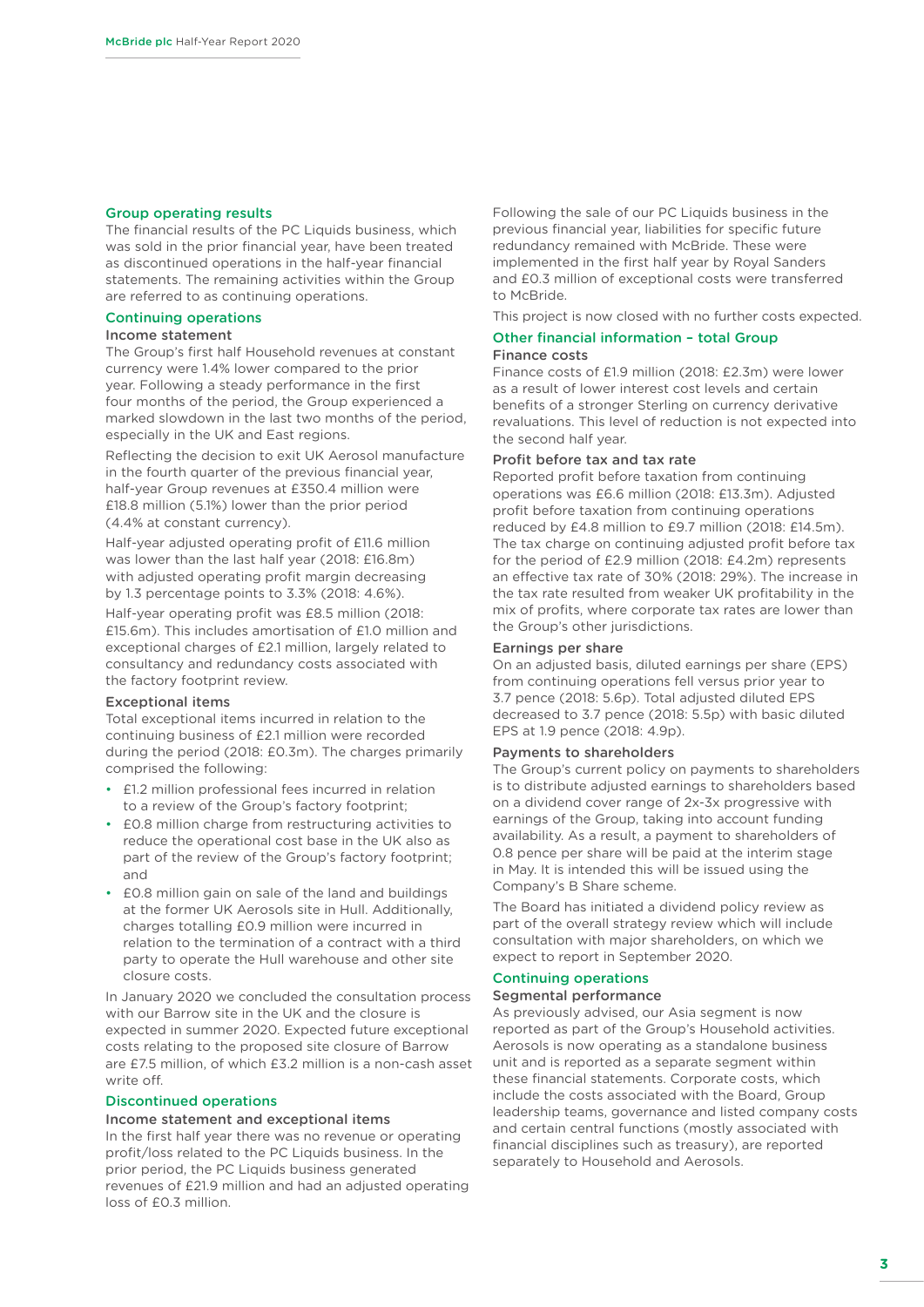## Group operating results

The financial results of the PC Liquids business, which was sold in the prior financial year, have been treated as discontinued operations in the half-year financial statements. The remaining activities within the Group are referred to as continuing operations.

## Continuing operations

### Income statement

The Group's first half Household revenues at constant currency were 1.4% lower compared to the prior year. Following a steady performance in the first four months of the period, the Group experienced a marked slowdown in the last two months of the period, especially in the UK and East regions.

Reflecting the decision to exit UK Aerosol manufacture in the fourth quarter of the previous financial year, half-year Group revenues at £350.4 million were £18.8 million (5.1%) lower than the prior period (4.4% at constant currency).

Half-year adjusted operating profit of £11.6 million was lower than the last half year (2018: £16.8m) with adjusted operating profit margin decreasing by 1.3 percentage points to 3.3% (2018: 4.6%).

Half-year operating profit was £8.5 million (2018: £15.6m). This includes amortisation of £1.0 million and exceptional charges of £2.1 million, largely related to consultancy and redundancy costs associated with the factory footprint review.

### Exceptional items

Total exceptional items incurred in relation to the continuing business of £2.1 million were recorded during the period (2018: £0.3m). The charges primarily comprised the following:

- £1.2 million professional fees incurred in relation to a review of the Group's factory footprint;
- £0.8 million charge from restructuring activities to reduce the operational cost base in the UK also as part of the review of the Group's factory footprint; and
- £0.8 million gain on sale of the land and buildings at the former UK Aerosols site in Hull. Additionally, charges totalling £0.9 million were incurred in relation to the termination of a contract with a third party to operate the Hull warehouse and other site closure costs.

In January 2020 we concluded the consultation process with our Barrow site in the UK and the closure is expected in summer 2020. Expected future exceptional costs relating to the proposed site closure of Barrow are £7.5 million, of which £3.2 million is a non-cash asset write off.

## Discontinued operations

### Income statement and exceptional items

In the first half year there was no revenue or operating profit/loss related to the PC Liquids business. In the prior period, the PC Liquids business generated revenues of £21.9 million and had an adjusted operating loss of £0.3 million.

Following the sale of our PC Liquids business in the previous financial year, liabilities for specific future redundancy remained with McBride. These were implemented in the first half year by Royal Sanders and £0.3 million of exceptional costs were transferred to McBride.

This project is now closed with no further costs expected.

## Other financial information – total Group

### Finance costs

Finance costs of £1.9 million (2018: £2.3m) were lower as a result of lower interest cost levels and certain benefits of a stronger Sterling on currency derivative revaluations. This level of reduction is not expected into the second half year.

### Profit before tax and tax rate

Reported profit before taxation from continuing operations was £6.6 million (2018: £13.3m). Adjusted profit before taxation from continuing operations reduced by £4.8 million to £9.7 million (2018: £14.5m). The tax charge on continuing adjusted profit before tax for the period of £2.9 million (2018: £4.2m) represents an effective tax rate of 30% (2018: 29%). The increase in the tax rate resulted from weaker UK profitability in the mix of profits, where corporate tax rates are lower than the Group's other jurisdictions.

### Earnings per share

On an adjusted basis, diluted earnings per share (EPS) from continuing operations fell versus prior year to 3.7 pence (2018: 5.6p). Total adjusted diluted EPS decreased to 3.7 pence (2018: 5.5p) with basic diluted EPS at 1.9 pence (2018: 4.9p).

### Payments to shareholders

The Group's current policy on payments to shareholders is to distribute adjusted earnings to shareholders based on a dividend cover range of 2x-3x progressive with earnings of the Group, taking into account funding availability. As a result, a payment to shareholders of 0.8 pence per share will be paid at the interim stage in May. It is intended this will be issued using the Company's B Share scheme.

The Board has initiated a dividend policy review as part of the overall strategy review which will include consultation with major shareholders, on which we expect to report in September 2020.

## Continuing operations

### Segmental performance

As previously advised, our Asia segment is now reported as part of the Group's Household activities. Aerosols is now operating as a standalone business unit and is reported as a separate segment within these financial statements. Corporate costs, which include the costs associated with the Board, Group leadership teams, governance and listed company costs and certain central functions (mostly associated with financial disciplines such as treasury), are reported separately to Household and Aerosols.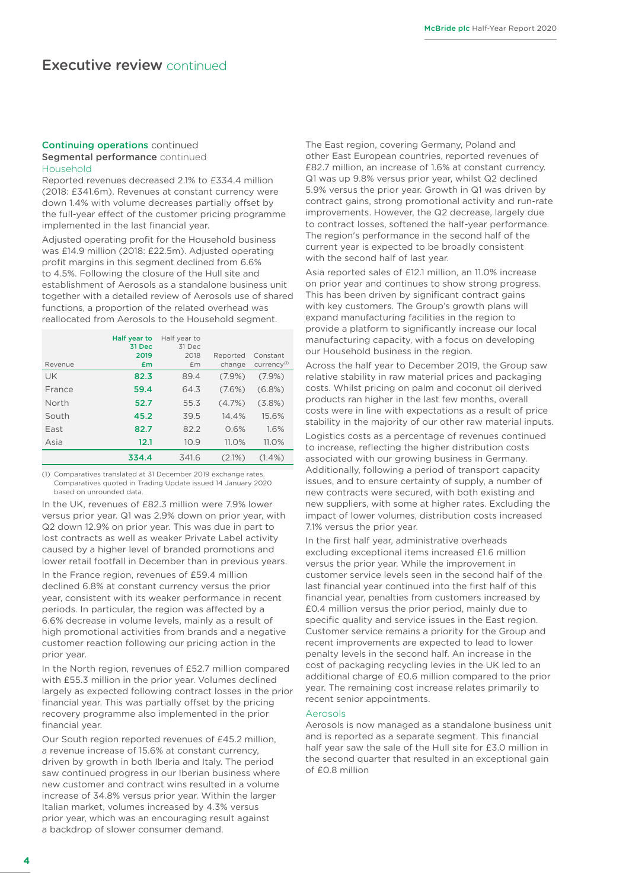# Executive review continued

## Continuing operations continued

### Segmental performance continued

#### Household

Reported revenues decreased 2.1% to £334.4 million (2018: £341.6m). Revenues at constant currency were down 1.4% with volume decreases partially offset by the full-year effect of the customer pricing programme implemented in the last financial year.

Adjusted operating profit for the Household business was £14.9 million (2018: £22.5m). Adjusted operating profit margins in this segment declined from 6.6% to 4.5%. Following the closure of the Hull site and establishment of Aerosols as a standalone business unit together with a detailed review of Aerosols use of shared functions, a proportion of the related overhead was reallocated from Aerosols to the Household segment.

| Revenue | Half year to 31 Dec 2019 £m | Half year to 31 Dec 2018 £m | Reported change | Constant currency[1] |
|---|---|---|---|---|
| UK | **82.3** | 89.4 | (7.9%) | (7.9%) |
| France | **59.4** | 64.3 | (7.6%) | (6.8%) |
| North | **52.7** | 55.3 | (4.7%) | (3.8%) |
| South | **45.2** | 39.5 | 14.4% | 15.6% |
| East | **82.7** | 82.2 | 0.6% | 1.6% |
| Asia | **12.1** | 10.9 | 11.0% | 11.0% |
| | **334.4** | 341.6 | (2.1%) | (1.4%) |

(1) Comparatives translated at 31 December 2019 exchange rates. Comparatives quoted in Trading Update issued 14 January 2020 based on unrounded data.

In the UK, revenues of £82.3 million were 7.9% lower versus prior year. Q1 was 2.9% down on prior year, with Q2 down 12.9% on prior year. This was due in part to lost contracts as well as weaker Private Label activity caused by a higher level of branded promotions and lower retail footfall in December than in previous years.

In the France region, revenues of £59.4 million declined 6.8% at constant currency versus the prior year, consistent with its weaker performance in recent periods. In particular, the region was affected by a 6.6% decrease in volume levels, mainly as a result of high promotional activities from brands and a negative customer reaction following our pricing action in the prior year.

In the North region, revenues of £52.7 million compared with £55.3 million in the prior year. Volumes declined largely as expected following contract losses in the prior financial year. This was partially offset by the pricing recovery programme also implemented in the prior financial year.

Our South region reported revenues of £45.2 million, a revenue increase of 15.6% at constant currency, driven by growth in both Iberia and Italy. The period saw continued progress in our Iberian business where new customer and contract wins resulted in a volume increase of 34.8% versus prior year. Within the larger Italian market, volumes increased by 4.3% versus prior year, which was an encouraging result against a backdrop of slower consumer demand.

The East region, covering Germany, Poland and other East European countries, reported revenues of £82.7 million, an increase of 1.6% at constant currency. Q1 was up 9.8% versus prior year, whilst Q2 declined 5.9% versus the prior year. Growth in Q1 was driven by contract gains, strong promotional activity and run-rate improvements. However, the Q2 decrease, largely due to contract losses, softened the half-year performance. The region's performance in the second half of the current year is expected to be broadly consistent with the second half of last year.

Asia reported sales of £12.1 million, an 11.0% increase on prior year and continues to show strong progress. This has been driven by significant contract gains with key customers. The Group's growth plans will expand manufacturing facilities in the region to provide a platform to significantly increase our local manufacturing capacity, with a focus on developing our Household business in the region.

Across the half year to December 2019, the Group saw relative stability in raw material prices and packaging costs. Whilst pricing on palm and coconut oil derived products ran higher in the last few months, overall costs were in line with expectations as a result of price stability in the majority of our other raw material inputs.

Logistics costs as a percentage of revenues continued to increase, reflecting the higher distribution costs associated with our growing business in Germany. Additionally, following a period of transport capacity issues, and to ensure certainty of supply, a number of new contracts were secured, with both existing and new suppliers, with some at higher rates. Excluding the impact of lower volumes, distribution costs increased 7.1% versus the prior year.

In the first half year, administrative overheads excluding exceptional items increased £1.6 million versus the prior year. While the improvement in customer service levels seen in the second half of the last financial year continued into the first half of this financial year, penalties from customers increased by £0.4 million versus the prior period, mainly due to specific quality and service issues in the East region. Customer service remains a priority for the Group and recent improvements are expected to lead to lower penalty levels in the second half. An increase in the cost of packaging recycling levies in the UK led to an additional charge of £0.6 million compared to the prior year. The remaining cost increase relates primarily to recent senior appointments.

#### Aerosols

Aerosols is now managed as a standalone business unit and is reported as a separate segment. This financial half year saw the sale of the Hull site for £3.0 million in the second quarter that resulted in an exceptional gain of £0.8 million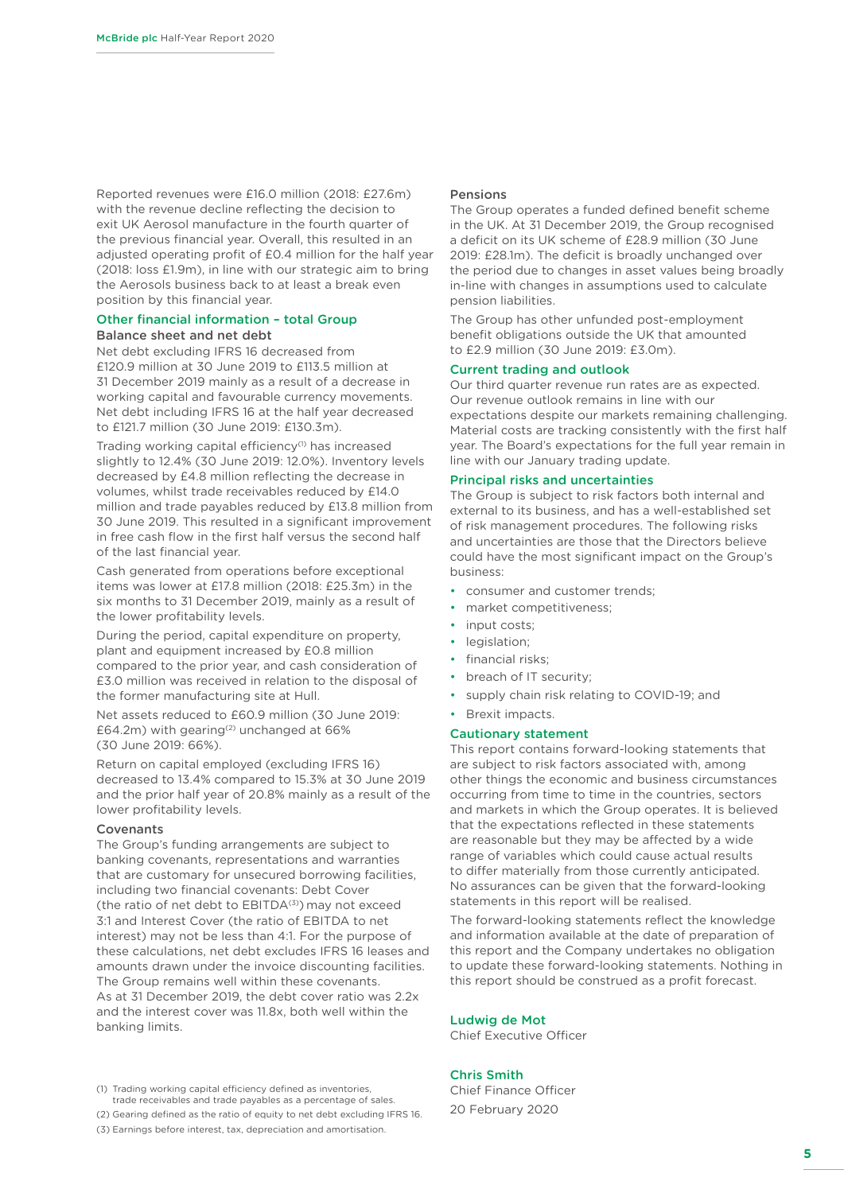Reported revenues were £16.0 million (2018: £27.6m) with the revenue decline reflecting the decision to exit UK Aerosol manufacture in the fourth quarter of the previous financial year. Overall, this resulted in an adjusted operating profit of £0.4 million for the half year (2018: loss £1.9m), in line with our strategic aim to bring the Aerosols business back to at least a break even position by this financial year.

## Other financial information – total Group

### Balance sheet and net debt

Net debt excluding IFRS 16 decreased from £120.9 million at 30 June 2019 to £113.5 million at 31 December 2019 mainly as a result of a decrease in working capital and favourable currency movements. Net debt including IFRS 16 at the half year decreased to £121.7 million (30 June 2019: £130.3m).

Trading working capital efficiency[1] has increased slightly to 12.4% (30 June 2019: 12.0%). Inventory levels decreased by £4.8 million reflecting the decrease in volumes, whilst trade receivables reduced by £14.0 million and trade payables reduced by £13.8 million from 30 June 2019. This resulted in a significant improvement in free cash flow in the first half versus the second half of the last financial year.

Cash generated from operations before exceptional items was lower at £17.8 million (2018: £25.3m) in the six months to 31 December 2019, mainly as a result of the lower profitability levels.

During the period, capital expenditure on property, plant and equipment increased by £0.8 million compared to the prior year, and cash consideration of £3.0 million was received in relation to the disposal of the former manufacturing site at Hull.

Net assets reduced to £60.9 million (30 June 2019: £64.2m) with gearing[2] unchanged at 66% (30 June 2019: 66%).

Return on capital employed (excluding IFRS 16) decreased to 13.4% compared to 15.3% at 30 June 2019 and the prior half year of 20.8% mainly as a result of the lower profitability levels.

### Covenants

The Group's funding arrangements are subject to banking covenants, representations and warranties that are customary for unsecured borrowing facilities, including two financial covenants: Debt Cover (the ratio of net debt to EBITDA[3]) may not exceed 3:1 and Interest Cover (the ratio of EBITDA to net interest) may not be less than 4:1. For the purpose of these calculations, net debt excludes IFRS 16 leases and amounts drawn under the invoice discounting facilities. The Group remains well within these covenants. As at 31 December 2019, the debt cover ratio was 2.2x and the interest cover was 11.8x, both well within the banking limits.

### Pensions

The Group operates a funded defined benefit scheme in the UK. At 31 December 2019, the Group recognised a deficit on its UK scheme of £28.9 million (30 June 2019: £28.1m). The deficit is broadly unchanged over the period due to changes in asset values being broadly in-line with changes in assumptions used to calculate pension liabilities.

The Group has other unfunded post-employment benefit obligations outside the UK that amounted to £2.9 million (30 June 2019: £3.0m).

## Current trading and outlook

Our third quarter revenue run rates are as expected. Our revenue outlook remains in line with our expectations despite our markets remaining challenging. Material costs are tracking consistently with the first half year. The Board's expectations for the full year remain in line with our January trading update.

## Principal risks and uncertainties

The Group is subject to risk factors both internal and external to its business, and has a well-established set of risk management procedures. The following risks and uncertainties are those that the Directors believe could have the most significant impact on the Group's business:

- consumer and customer trends;
- market competitiveness;
- input costs;
- legislation;
- financial risks;
- breach of IT security;
- supply chain risk relating to COVID-19; and
- Brexit impacts.

## Cautionary statement

This report contains forward-looking statements that are subject to risk factors associated with, among other things the economic and business circumstances occurring from time to time in the countries, sectors and markets in which the Group operates. It is believed that the expectations reflected in these statements are reasonable but they may be affected by a wide range of variables which could cause actual results to differ materially from those currently anticipated. No assurances can be given that the forward-looking statements in this report will be realised.

The forward-looking statements reflect the knowledge and information available at the date of preparation of this report and the Company undertakes no obligation to update these forward-looking statements. Nothing in this report should be construed as a profit forecast.

**Ludwig de Mot**
Chief Executive Officer

**Chris Smith**
Chief Finance Officer
20 February 2020

(1) Trading working capital efficiency defined as inventories, trade receivables and trade payables as a percentage of sales.
(2) Gearing defined as the ratio of equity to net debt excluding IFRS 16.
(3) Earnings before interest, tax, depreciation and amortisation.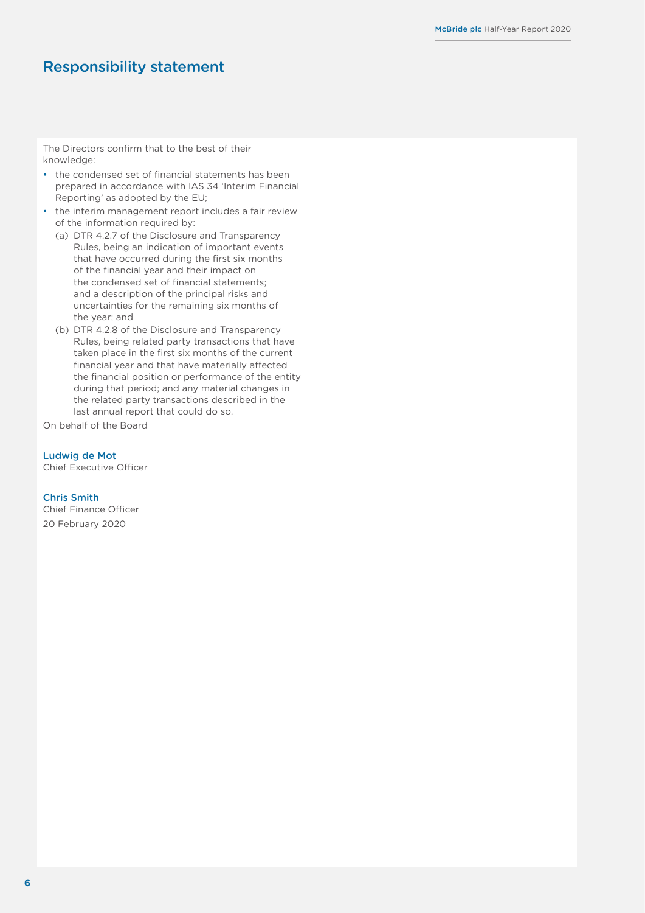# Responsibility statement

The Directors confirm that to the best of their knowledge:

- the condensed set of financial statements has been prepared in accordance with IAS 34 'Interim Financial Reporting' as adopted by the EU;
- the interim management report includes a fair review of the information required by:
  - (a) DTR 4.2.7 of the Disclosure and Transparency Rules, being an indication of important events that have occurred during the first six months of the financial year and their impact on the condensed set of financial statements; and a description of the principal risks and uncertainties for the remaining six months of the year; and
  - (b) DTR 4.2.8 of the Disclosure and Transparency Rules, being related party transactions that have taken place in the first six months of the current financial year and that have materially affected the financial position or performance of the entity during that period; and any material changes in the related party transactions described in the last annual report that could do so.

On behalf of the Board

**Ludwig de Mot**
Chief Executive Officer

**Chris Smith**
Chief Finance Officer
20 February 2020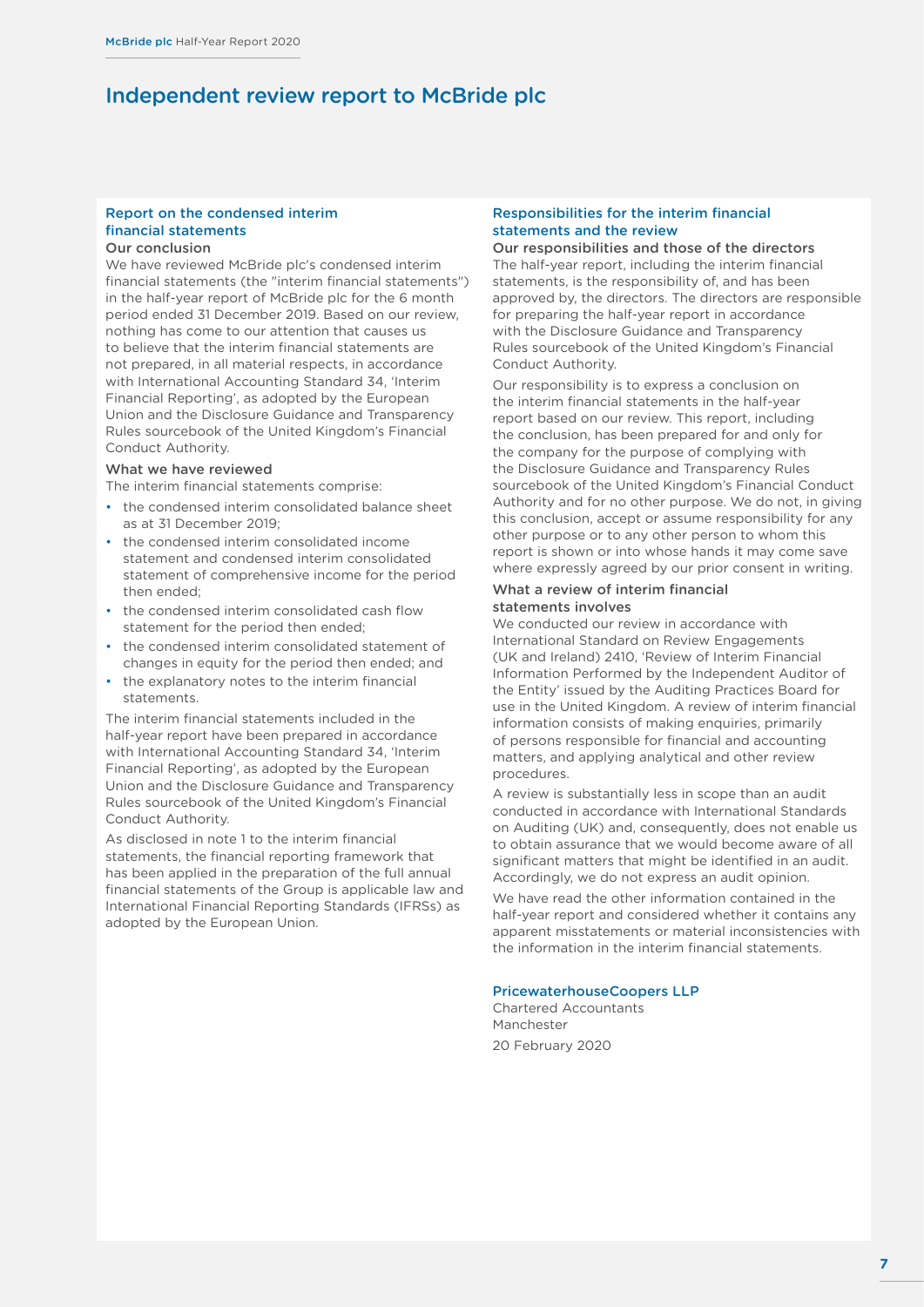# Independent review report to McBride plc

## Report on the condensed interim financial statements

### Our conclusion

We have reviewed McBride plc's condensed interim financial statements (the "interim financial statements") in the half-year report of McBride plc for the 6 month period ended 31 December 2019. Based on our review, nothing has come to our attention that causes us to believe that the interim financial statements are not prepared, in all material respects, in accordance with International Accounting Standard 34, 'Interim Financial Reporting', as adopted by the European Union and the Disclosure Guidance and Transparency Rules sourcebook of the United Kingdom's Financial Conduct Authority.

### What we have reviewed

The interim financial statements comprise:

- the condensed interim consolidated balance sheet as at 31 December 2019;
- the condensed interim consolidated income statement and condensed interim consolidated statement of comprehensive income for the period then ended;
- the condensed interim consolidated cash flow statement for the period then ended;
- the condensed interim consolidated statement of changes in equity for the period then ended; and
- the explanatory notes to the interim financial statements.

The interim financial statements included in the half-year report have been prepared in accordance with International Accounting Standard 34, 'Interim Financial Reporting', as adopted by the European Union and the Disclosure Guidance and Transparency Rules sourcebook of the United Kingdom's Financial Conduct Authority.

As disclosed in note 1 to the interim financial statements, the financial reporting framework that has been applied in the preparation of the full annual financial statements of the Group is applicable law and International Financial Reporting Standards (IFRSs) as adopted by the European Union.

## Responsibilities for the interim financial statements and the review

### Our responsibilities and those of the directors

The half-year report, including the interim financial statements, is the responsibility of, and has been approved by, the directors. The directors are responsible for preparing the half-year report in accordance with the Disclosure Guidance and Transparency Rules sourcebook of the United Kingdom's Financial Conduct Authority.

Our responsibility is to express a conclusion on the interim financial statements in the half-year report based on our review. This report, including the conclusion, has been prepared for and only for the company for the purpose of complying with the Disclosure Guidance and Transparency Rules sourcebook of the United Kingdom's Financial Conduct Authority and for no other purpose. We do not, in giving this conclusion, accept or assume responsibility for any other purpose or to any other person to whom this report is shown or into whose hands it may come save where expressly agreed by our prior consent in writing.

### What a review of interim financial statements involves

We conducted our review in accordance with International Standard on Review Engagements (UK and Ireland) 2410, 'Review of Interim Financial Information Performed by the Independent Auditor of the Entity' issued by the Auditing Practices Board for use in the United Kingdom. A review of interim financial information consists of making enquiries, primarily of persons responsible for financial and accounting matters, and applying analytical and other review procedures.

A review is substantially less in scope than an audit conducted in accordance with International Standards on Auditing (UK) and, consequently, does not enable us to obtain assurance that we would become aware of all significant matters that might be identified in an audit. Accordingly, we do not express an audit opinion.

We have read the other information contained in the half-year report and considered whether it contains any apparent misstatements or material inconsistencies with the information in the interim financial statements.

**PricewaterhouseCoopers LLP**
Chartered Accountants
Manchester
20 February 2020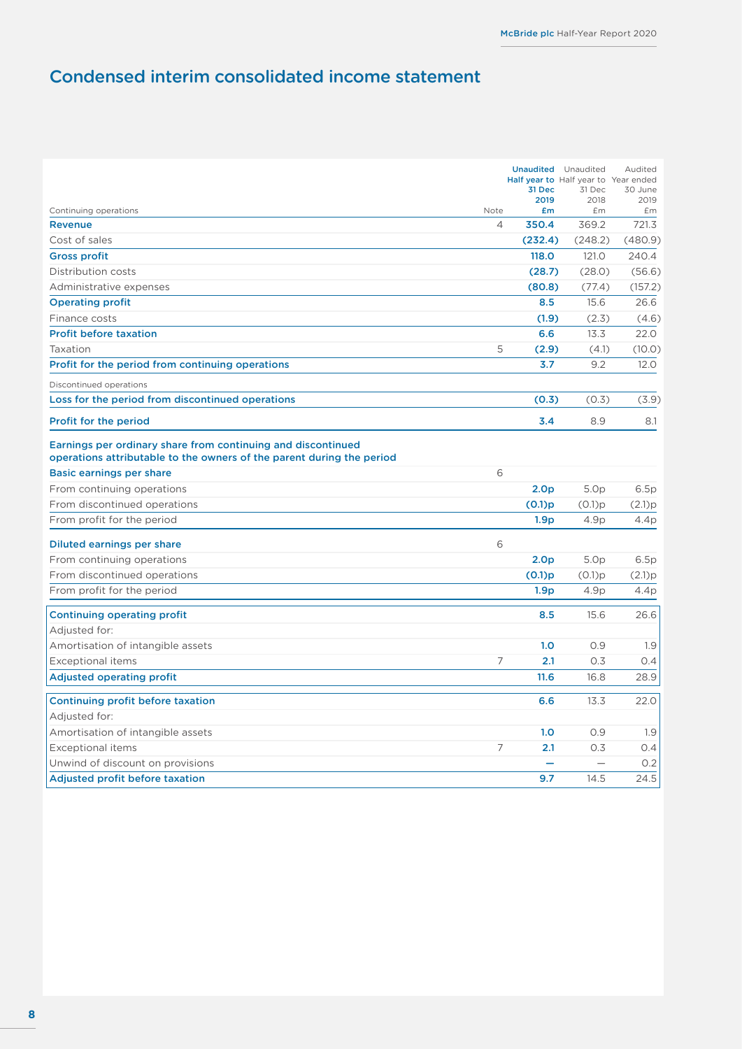# Condensed interim consolidated income statement

| Continuing operations | Note | Unaudited Half year to 31 Dec 2019 £m | Unaudited Half year to 31 Dec 2018 £m | Audited Year ended 30 June 2019 £m |
|---|---|---|---|---|
| **Revenue** | 4 | **350.4** | 369.2 | 721.3 |
| Cost of sales | | **(232.4)** | (248.2) | (480.9) |
| **Gross profit** | | **118.0** | 121.0 | 240.4 |
| Distribution costs | | **(28.7)** | (28.0) | (56.6) |
| Administrative expenses | | **(80.8)** | (77.4) | (157.2) |
| **Operating profit** | | **8.5** | 15.6 | 26.6 |
| Finance costs | | **(1.9)** | (2.3) | (4.6) |
| **Profit before taxation** | | **6.6** | 13.3 | 22.0 |
| Taxation | 5 | **(2.9)** | (4.1) | (10.0) |
| **Profit for the period from continuing operations** | | **3.7** | 9.2 | 12.0 |
| Discontinued operations | | | | |
| **Loss for the period from discontinued operations** | | **(0.3)** | (0.3) | (3.9) |
| **Profit for the period** | | **3.4** | 8.9 | 8.1 |
| **Earnings per ordinary share from continuing and discontinued operations attributable to the owners of the parent during the period** | | | | |
| **Basic earnings per share** | 6 | | | |
| From continuing operations | | **2.0p** | 5.0p | 6.5p |
| From discontinued operations | | **(0.1)p** | (0.1)p | (2.1)p |
| From profit for the period | | **1.9p** | 4.9p | 4.4p |
| **Diluted earnings per share** | 6 | | | |
| From continuing operations | | **2.0p** | 5.0p | 6.5p |
| From discontinued operations | | **(0.1)p** | (0.1)p | (2.1)p |
| From profit for the period | | **1.9p** | 4.9p | 4.4p |

| | Note | Unaudited Half year to 31 Dec 2019 £m | Unaudited Half year to 31 Dec 2018 £m | Audited Year ended 30 June 2019 £m |
|---|---|---|---|---|
| **Continuing operating profit** | | **8.5** | 15.6 | 26.6 |
| Adjusted for: | | | | |
| Amortisation of intangible assets | | **1.0** | 0.9 | 1.9 |
| Exceptional items | 7 | **2.1** | 0.3 | 0.4 |
| **Adjusted operating profit** | | **11.6** | 16.8 | 28.9 |

| | Note | Unaudited Half year to 31 Dec 2019 £m | Unaudited Half year to 31 Dec 2018 £m | Audited Year ended 30 June 2019 £m |
|---|---|---|---|---|
| **Continuing profit before taxation** | | **6.6** | 13.3 | 22.0 |
| Adjusted for: | | | | |
| Amortisation of intangible assets | | **1.0** | 0.9 | 1.9 |
| Exceptional items | 7 | **2.1** | 0.3 | 0.4 |
| Unwind of discount on provisions | | **–** | – | 0.2 |
| **Adjusted profit before taxation** | | **9.7** | 14.5 | 24.5 |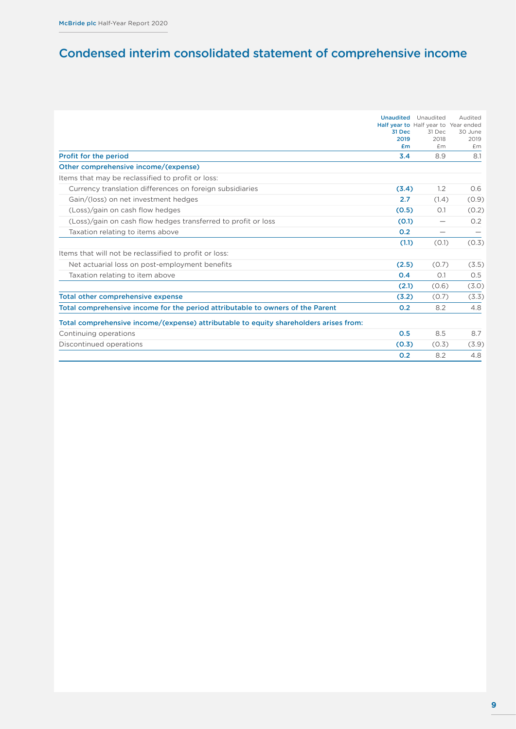# Condensed interim consolidated statement of comprehensive income

| | Unaudited Half year to 31 Dec 2019 £m | Unaudited Half year to 31 Dec 2018 £m | Audited Year ended 30 June 2019 £m |
|---|---|---|---|
| **Profit for the period** | **3.4** | 8.9 | 8.1 |
| **Other comprehensive income/(expense)** | | | |
| Items that may be reclassified to profit or loss: | | | |
| Currency translation differences on foreign subsidiaries | **(3.4)** | 1.2 | 0.6 |
| Gain/(loss) on net investment hedges | **2.7** | (1.4) | (0.9) |
| (Loss)/gain on cash flow hedges | **(0.5)** | 0.1 | (0.2) |
| (Loss)/gain on cash flow hedges transferred to profit or loss | **(0.1)** | — | 0.2 |
| Taxation relating to items above | **0.2** | — | — |
| | **(1.1)** | (0.1) | (0.3) |
| Items that will not be reclassified to profit or loss: | | | |
| Net actuarial loss on post-employment benefits | **(2.5)** | (0.7) | (3.5) |
| Taxation relating to item above | **0.4** | 0.1 | 0.5 |
| | **(2.1)** | (0.6) | (3.0) |
| **Total other comprehensive expense** | **(3.2)** | (0.7) | (3.3) |
| **Total comprehensive income for the period attributable to owners of the Parent** | **0.2** | 8.2 | 4.8 |
| **Total comprehensive income/(expense) attributable to equity shareholders arises from:** | | | |
| Continuing operations | **0.5** | 8.5 | 8.7 |
| Discontinued operations | **(0.3)** | (0.3) | (3.9) |
| | **0.2** | 8.2 | 4.8 |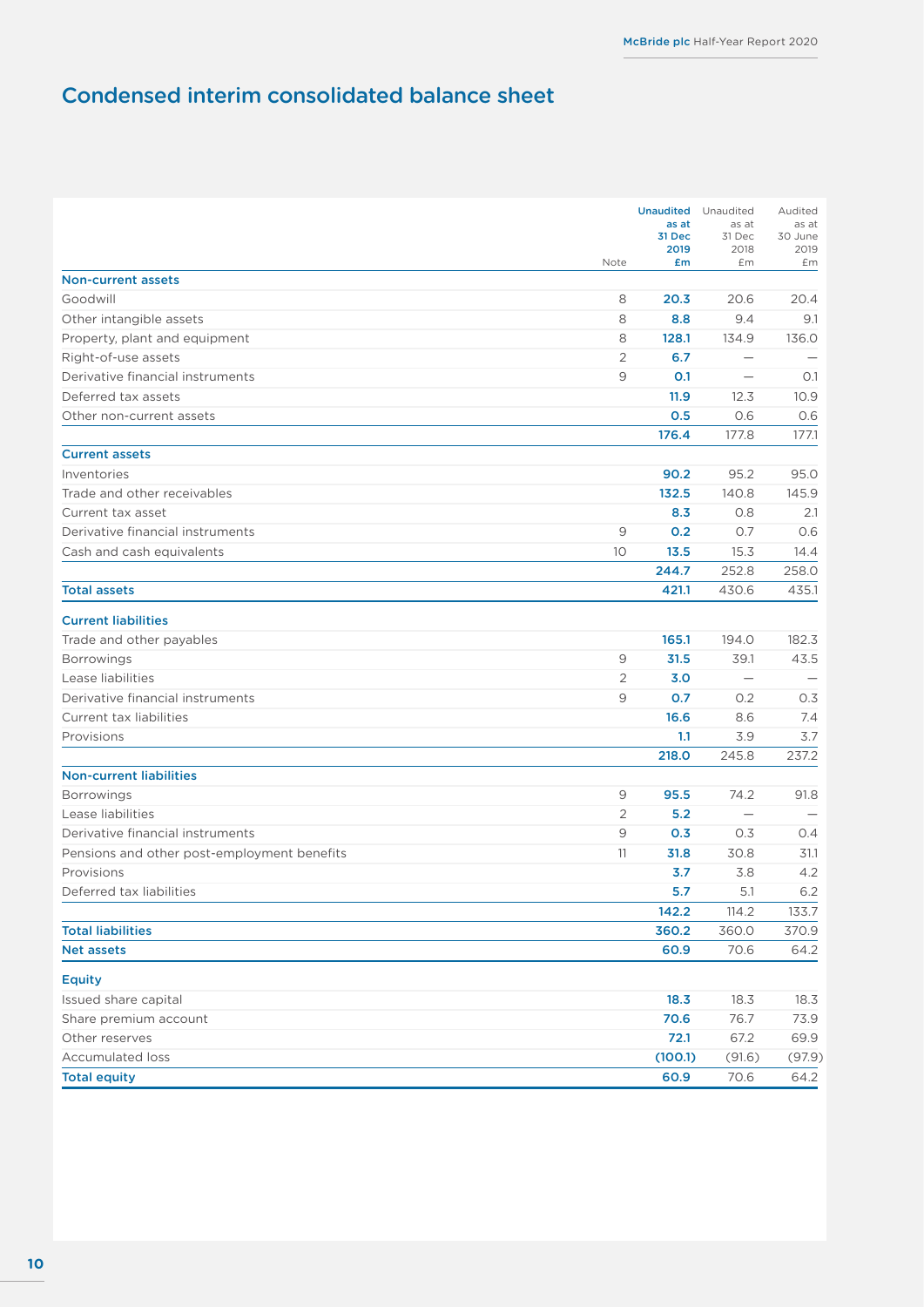# Condensed interim consolidated balance sheet

| | Note | Unaudited as at 31 Dec 2019 £m | Unaudited as at 31 Dec 2018 £m | Audited as at 30 June 2019 £m |
|---|---|---|---|---|
| **Non-current assets** | | | | |
| Goodwill | 8 | **20.3** | 20.6 | 20.4 |
| Other intangible assets | 8 | **8.8** | 9.4 | 9.1 |
| Property, plant and equipment | 8 | **128.1** | 134.9 | 136.0 |
| Right-of-use assets | 2 | **6.7** | — | — |
| Derivative financial instruments | 9 | **0.1** | — | 0.1 |
| Deferred tax assets | | **11.9** | 12.3 | 10.9 |
| Other non-current assets | | **0.5** | 0.6 | 0.6 |
| | | **176.4** | 177.8 | 177.1 |
| **Current assets** | | | | |
| Inventories | | **90.2** | 95.2 | 95.0 |
| Trade and other receivables | | **132.5** | 140.8 | 145.9 |
| Current tax asset | | **8.3** | 0.8 | 2.1 |
| Derivative financial instruments | 9 | **0.2** | 0.7 | 0.6 |
| Cash and cash equivalents | 10 | **13.5** | 15.3 | 14.4 |
| | | **244.7** | 252.8 | 258.0 |
| **Total assets** | | **421.1** | 430.6 | 435.1 |
| **Current liabilities** | | | | |
| Trade and other payables | | **165.1** | 194.0 | 182.3 |
| Borrowings | 9 | **31.5** | 39.1 | 43.5 |
| Lease liabilities | 2 | **3.0** | — | — |
| Derivative financial instruments | 9 | **0.7** | 0.2 | 0.3 |
| Current tax liabilities | | **16.6** | 8.6 | 7.4 |
| Provisions | | **1.1** | 3.9 | 3.7 |
| | | **218.0** | 245.8 | 237.2 |
| **Non-current liabilities** | | | | |
| Borrowings | 9 | **95.5** | 74.2 | 91.8 |
| Lease liabilities | 2 | **5.2** | — | — |
| Derivative financial instruments | 9 | **0.3** | 0.3 | 0.4 |
| Pensions and other post-employment benefits | 11 | **31.8** | 30.8 | 31.1 |
| Provisions | | **3.7** | 3.8 | 4.2 |
| Deferred tax liabilities | | **5.7** | 5.1 | 6.2 |
| | | **142.2** | 114.2 | 133.7 |
| **Total liabilities** | | **360.2** | 360.0 | 370.9 |
| **Net assets** | | **60.9** | 70.6 | 64.2 |
| **Equity** | | | | |
| Issued share capital | | **18.3** | 18.3 | 18.3 |
| Share premium account | | **70.6** | 76.7 | 73.9 |
| Other reserves | | **72.1** | 67.2 | 69.9 |
| Accumulated loss | | **(100.1)** | (91.6) | (97.9) |
| **Total equity** | | **60.9** | 70.6 | 64.2 |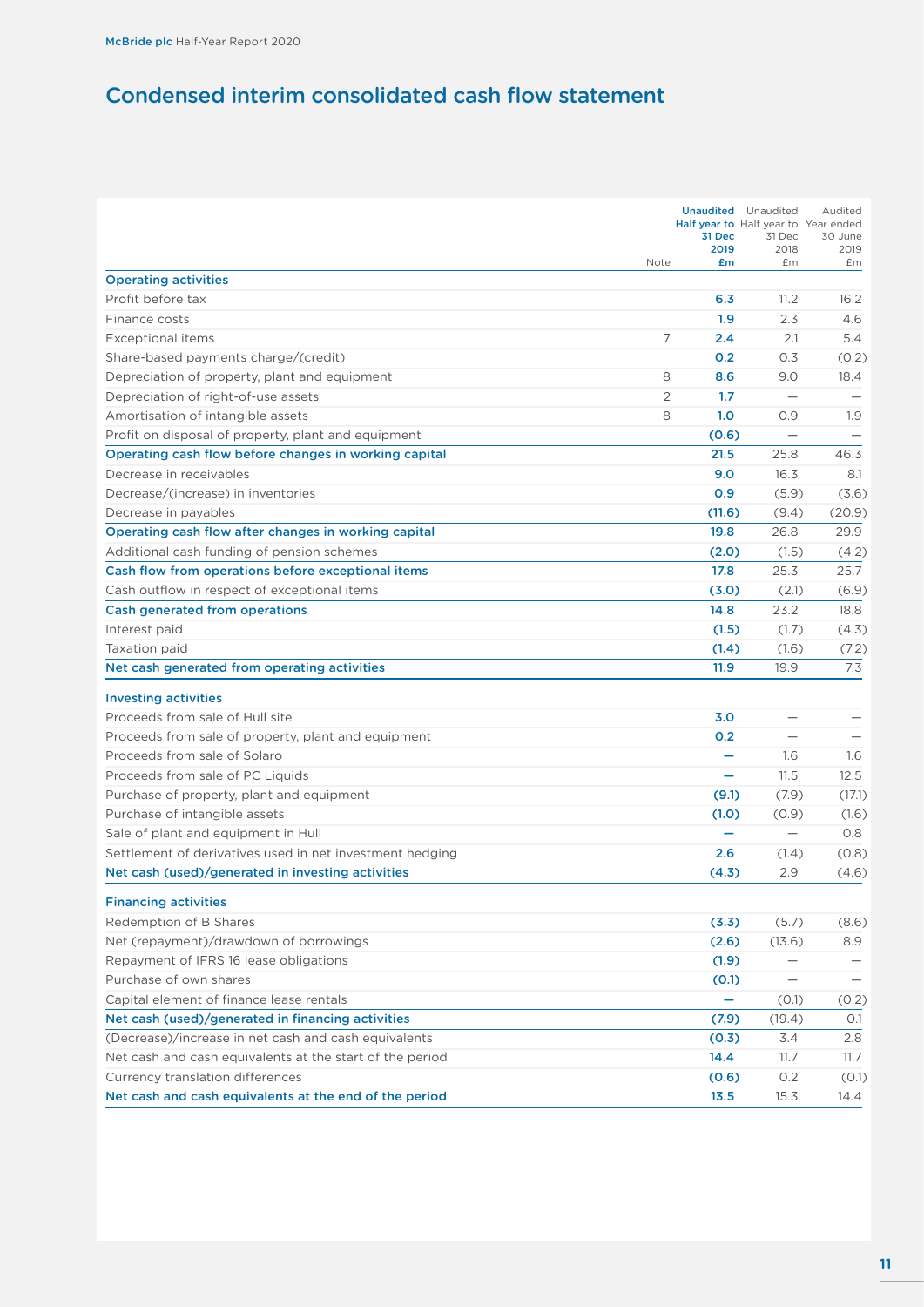# Condensed interim consolidated cash flow statement

| | Note | Unaudited Half year to 31 Dec 2019 £m | Unaudited Half year to 31 Dec 2018 £m | Audited Year ended 30 June 2019 £m |
|---|---|---|---|---|
| **Operating activities** | | | | |
| Profit before tax | | **6.3** | 11.2 | 16.2 |
| Finance costs | | **1.9** | 2.3 | 4.6 |
| Exceptional items | 7 | **2.4** | 2.1 | 5.4 |
| Share-based payments charge/(credit) | | **0.2** | 0.3 | (0.2) |
| Depreciation of property, plant and equipment | 8 | **8.6** | 9.0 | 18.4 |
| Depreciation of right-of-use assets | 2 | **1.7** | — | — |
| Amortisation of intangible assets | 8 | **1.0** | 0.9 | 1.9 |
| Profit on disposal of property, plant and equipment | | **(0.6)** | — | — |
| **Operating cash flow before changes in working capital** | | **21.5** | 25.8 | 46.3 |
| Decrease in receivables | | **9.0** | 16.3 | 8.1 |
| Decrease/(increase) in inventories | | **0.9** | (5.9) | (3.6) |
| Decrease in payables | | **(11.6)** | (9.4) | (20.9) |
| **Operating cash flow after changes in working capital** | | **19.8** | 26.8 | 29.9 |
| Additional cash funding of pension schemes | | **(2.0)** | (1.5) | (4.2) |
| **Cash flow from operations before exceptional items** | | **17.8** | 25.3 | 25.7 |
| Cash outflow in respect of exceptional items | | **(3.0)** | (2.1) | (6.9) |
| **Cash generated from operations** | | **14.8** | 23.2 | 18.8 |
| Interest paid | | **(1.5)** | (1.7) | (4.3) |
| Taxation paid | | **(1.4)** | (1.6) | (7.2) |
| **Net cash generated from operating activities** | | **11.9** | 19.9 | 7.3 |
| **Investing activities** | | | | |
| Proceeds from sale of Hull site | | **3.0** | — | — |
| Proceeds from sale of property, plant and equipment | | **0.2** | — | — |
| Proceeds from sale of Solaro | | **—** | 1.6 | 1.6 |
| Proceeds from sale of PC Liquids | | **—** | 11.5 | 12.5 |
| Purchase of property, plant and equipment | | **(9.1)** | (7.9) | (17.1) |
| Purchase of intangible assets | | **(1.0)** | (0.9) | (1.6) |
| Sale of plant and equipment in Hull | | **—** | — | 0.8 |
| Settlement of derivatives used in net investment hedging | | **2.6** | (1.4) | (0.8) |
| **Net cash (used)/generated in investing activities** | | **(4.3)** | 2.9 | (4.6) |
| **Financing activities** | | | | |
| Redemption of B Shares | | **(3.3)** | (5.7) | (8.6) |
| Net (repayment)/drawdown of borrowings | | **(2.6)** | (13.6) | 8.9 |
| Repayment of IFRS 16 lease obligations | | **(1.9)** | — | — |
| Purchase of own shares | | **(0.1)** | — | — |
| Capital element of finance lease rentals | | **—** | (0.1) | (0.2) |
| **Net cash (used)/generated in financing activities** | | **(7.9)** | (19.4) | 0.1 |
| (Decrease)/increase in net cash and cash equivalents | | **(0.3)** | 3.4 | 2.8 |
| Net cash and cash equivalents at the start of the period | | **14.4** | 11.7 | 11.7 |
| Currency translation differences | | **(0.6)** | 0.2 | (0.1) |
| **Net cash and cash equivalents at the end of the period** | | **13.5** | 15.3 | 14.4 |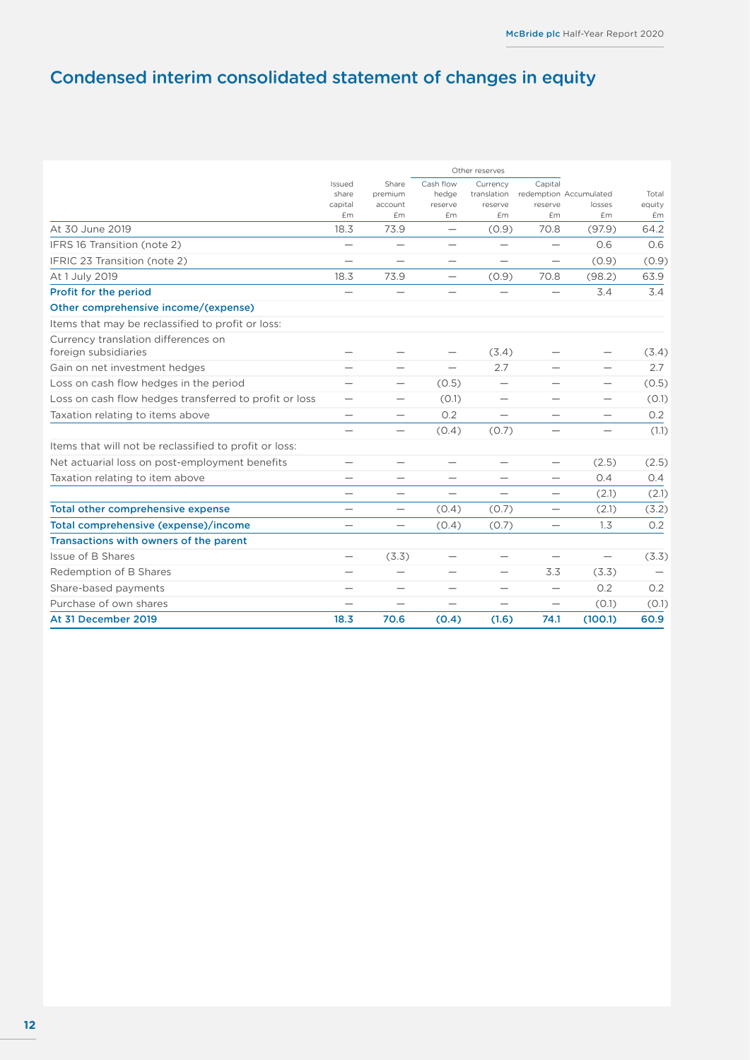# Condensed interim consolidated statement of changes in equity

| | Issued share capital £m | Share premium account £m | Other reserves | | | Accumulated losses £m | Total equity £m |
|---|---|---|---|---|---|---|---|
| | | | Cash flow hedge reserve £m | Currency translation reserve £m | Capital redemption reserve £m | | |
| At 30 June 2019 | 18.3 | 73.9 | — | (0.9) | 70.8 | (97.9) | 64.2 |
| IFRS 16 Transition (note 2) | — | — | — | — | — | 0.6 | 0.6 |
| IFRIC 23 Transition (note 2) | — | — | — | — | — | (0.9) | (0.9) |
| At 1 July 2019 | 18.3 | 73.9 | — | (0.9) | 70.8 | (98.2) | 63.9 |
| **Profit for the period** | — | — | — | — | — | 3.4 | 3.4 |
| **Other comprehensive income/(expense)** | | | | | | | |
| Items that may be reclassified to profit or loss: | | | | | | | |
| Currency translation differences on foreign subsidiaries | — | — | — | (3.4) | — | — | (3.4) |
| Gain on net investment hedges | — | — | — | 2.7 | — | — | 2.7 |
| Loss on cash flow hedges in the period | — | — | (0.5) | — | — | — | (0.5) |
| Loss on cash flow hedges transferred to profit or loss | — | — | (0.1) | — | — | — | (0.1) |
| Taxation relating to items above | — | — | 0.2 | — | — | — | 0.2 |
| | — | — | (0.4) | (0.7) | — | — | (1.1) |
| Items that will not be reclassified to profit or loss: | | | | | | | |
| Net actuarial loss on post-employment benefits | — | — | — | — | — | (2.5) | (2.5) |
| Taxation relating to item above | — | — | — | — | — | 0.4 | 0.4 |
| | — | — | — | — | — | (2.1) | (2.1) |
| **Total other comprehensive expense** | — | — | (0.4) | (0.7) | — | (2.1) | (3.2) |
| **Total comprehensive (expense)/income** | — | — | (0.4) | (0.7) | — | 1.3 | 0.2 |
| **Transactions with owners of the parent** | | | | | | | |
| Issue of B Shares | — | (3.3) | — | — | — | — | (3.3) |
| Redemption of B Shares | — | — | — | — | 3.3 | (3.3) | — |
| Share-based payments | — | — | — | — | — | 0.2 | 0.2 |
| Purchase of own shares | — | — | — | — | — | (0.1) | (0.1) |
| **At 31 December 2019** | **18.3** | **70.6** | **(0.4)** | **(1.6)** | **74.1** | **(100.1)** | **60.9** |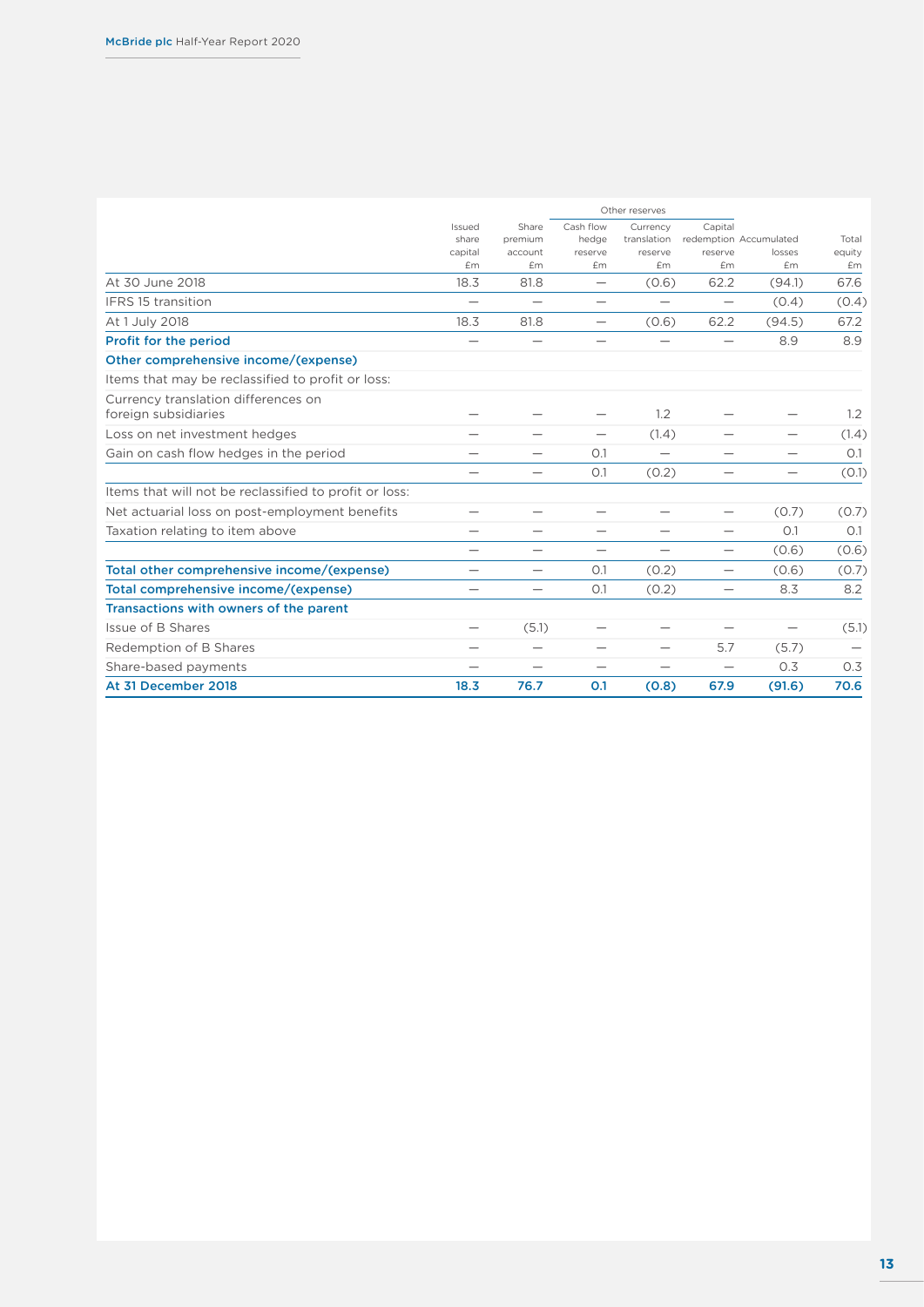| | Issued share capital £m | Share premium account £m | Other reserves | | | Accumulated losses £m | Total equity £m |
|---|---|---|---|---|---|---|---|
| | | | Cash flow hedge reserve £m | Currency translation reserve £m | Capital redemption reserve £m | | |
| At 30 June 2018 | 18.3 | 81.8 | — | (0.6) | 62.2 | (94.1) | 67.6 |
| IFRS 15 transition | — | — | — | — | — | (0.4) | (0.4) |
| At 1 July 2018 | 18.3 | 81.8 | — | (0.6) | 62.2 | (94.5) | 67.2 |
| **Profit for the period** | — | — | — | — | — | 8.9 | 8.9 |
| **Other comprehensive income/(expense)** | | | | | | | |
| Items that may be reclassified to profit or loss: | | | | | | | |
| Currency translation differences on foreign subsidiaries | — | — | — | 1.2 | — | — | 1.2 |
| Loss on net investment hedges | — | — | — | (1.4) | — | — | (1.4) |
| Gain on cash flow hedges in the period | — | — | 0.1 | — | — | — | 0.1 |
| | — | — | 0.1 | (0.2) | — | — | (0.1) |
| Items that will not be reclassified to profit or loss: | | | | | | | |
| Net actuarial loss on post-employment benefits | — | — | — | — | — | (0.7) | (0.7) |
| Taxation relating to item above | — | — | — | — | — | 0.1 | 0.1 |
| | — | — | — | — | — | (0.6) | (0.6) |
| **Total other comprehensive income/(expense)** | — | — | 0.1 | (0.2) | — | (0.6) | (0.7) |
| **Total comprehensive income/(expense)** | — | — | 0.1 | (0.2) | — | 8.3 | 8.2 |
| **Transactions with owners of the parent** | | | | | | | |
| Issue of B Shares | — | (5.1) | — | — | — | — | (5.1) |
| Redemption of B Shares | — | — | — | — | 5.7 | (5.7) | — |
| Share-based payments | — | — | — | — | — | 0.3 | 0.3 |
| **At 31 December 2018** | **18.3** | **76.7** | **0.1** | **(0.8)** | **67.9** | **(91.6)** | **70.6** |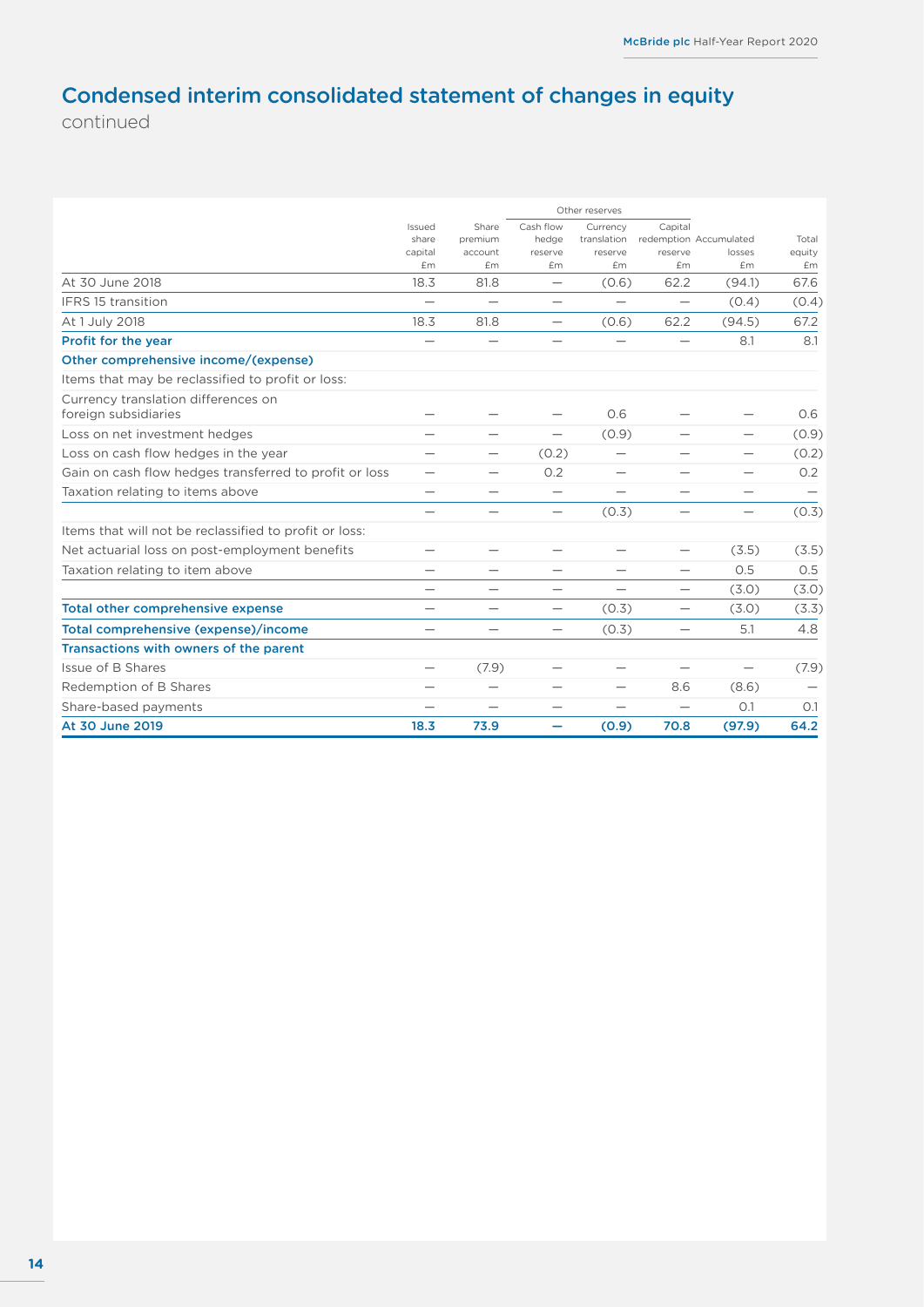# Condensed interim consolidated statement of changes in equity

continued

| | Issued share capital £m | Share premium account £m | Other reserves: Cash flow hedge reserve £m | Other reserves: Currency translation reserve £m | Other reserves: Capital redemption reserve £m | Accumulated losses £m | Total equity £m |
|---|---|---|---|---|---|---|---|
| At 30 June 2018 | 18.3 | 81.8 | — | (0.6) | 62.2 | (94.1) | 67.6 |
| IFRS 15 transition | — | — | — | — | — | (0.4) | (0.4) |
| At 1 July 2018 | 18.3 | 81.8 | — | (0.6) | 62.2 | (94.5) | 67.2 |
| **Profit for the year** | — | — | — | — | — | 8.1 | 8.1 |
| **Other comprehensive income/(expense)** | | | | | | | |
| Items that may be reclassified to profit or loss: | | | | | | | |
| Currency translation differences on foreign subsidiaries | — | — | — | 0.6 | — | — | 0.6 |
| Loss on net investment hedges | — | — | — | (0.9) | — | — | (0.9) |
| Loss on cash flow hedges in the year | — | — | (0.2) | — | — | — | (0.2) |
| Gain on cash flow hedges transferred to profit or loss | — | — | 0.2 | — | — | — | 0.2 |
| Taxation relating to items above | — | — | — | — | — | — | — |
| | — | — | — | (0.3) | — | — | (0.3) |
| Items that will not be reclassified to profit or loss: | | | | | | | |
| Net actuarial loss on post-employment benefits | — | — | — | — | — | (3.5) | (3.5) |
| Taxation relating to item above | — | — | — | — | — | 0.5 | 0.5 |
| | — | — | — | — | — | (3.0) | (3.0) |
| **Total other comprehensive expense** | — | — | — | (0.3) | — | (3.0) | (3.3) |
| **Total comprehensive (expense)/income** | — | — | — | (0.3) | — | 5.1 | 4.8 |
| **Transactions with owners of the parent** | | | | | | | |
| Issue of B Shares | — | (7.9) | — | — | — | — | (7.9) |
| Redemption of B Shares | — | — | — | — | 8.6 | (8.6) | — |
| Share-based payments | — | — | — | — | — | 0.1 | 0.1 |
| **At 30 June 2019** | **18.3** | **73.9** | **—** | **(0.9)** | **70.8** | **(97.9)** | **64.2** |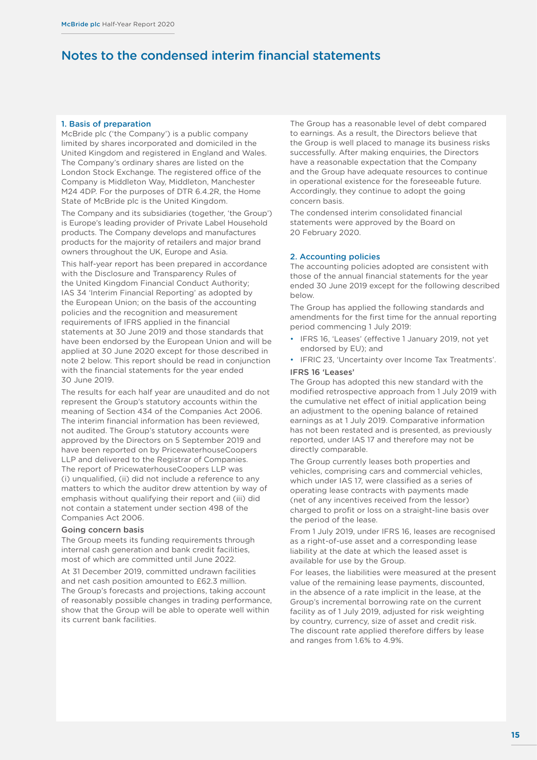# Notes to the condensed interim financial statements

## 1. Basis of preparation

McBride plc ('the Company') is a public company limited by shares incorporated and domiciled in the United Kingdom and registered in England and Wales. The Company's ordinary shares are listed on the London Stock Exchange. The registered office of the Company is Middleton Way, Middleton, Manchester M24 4DP. For the purposes of DTR 6.4.2R, the Home State of McBride plc is the United Kingdom.

The Company and its subsidiaries (together, 'the Group') is Europe's leading provider of Private Label Household products. The Company develops and manufactures products for the majority of retailers and major brand owners throughout the UK, Europe and Asia.

This half-year report has been prepared in accordance with the Disclosure and Transparency Rules of the United Kingdom Financial Conduct Authority; IAS 34 'Interim Financial Reporting' as adopted by the European Union; on the basis of the accounting policies and the recognition and measurement requirements of IFRS applied in the financial statements at 30 June 2019 and those standards that have been endorsed by the European Union and will be applied at 30 June 2020 except for those described in note 2 below. This report should be read in conjunction with the financial statements for the year ended 30 June 2019.

The results for each half year are unaudited and do not represent the Group's statutory accounts within the meaning of Section 434 of the Companies Act 2006. The interim financial information has been reviewed, not audited. The Group's statutory accounts were approved by the Directors on 5 September 2019 and have been reported on by PricewaterhouseCoopers LLP and delivered to the Registrar of Companies. The report of PricewaterhouseCoopers LLP was (i) unqualified, (ii) did not include a reference to any matters to which the auditor drew attention by way of emphasis without qualifying their report and (iii) did not contain a statement under section 498 of the Companies Act 2006.

### Going concern basis

The Group meets its funding requirements through internal cash generation and bank credit facilities, most of which are committed until June 2022.

At 31 December 2019, committed undrawn facilities and net cash position amounted to £62.3 million. The Group's forecasts and projections, taking account of reasonably possible changes in trading performance, show that the Group will be able to operate well within its current bank facilities.

The Group has a reasonable level of debt compared to earnings. As a result, the Directors believe that the Group is well placed to manage its business risks successfully. After making enquiries, the Directors have a reasonable expectation that the Company and the Group have adequate resources to continue in operational existence for the foreseeable future. Accordingly, they continue to adopt the going concern basis.

The condensed interim consolidated financial statements were approved by the Board on 20 February 2020.

## 2. Accounting policies

The accounting policies adopted are consistent with those of the annual financial statements for the year ended 30 June 2019 except for the following described below.

The Group has applied the following standards and amendments for the first time for the annual reporting period commencing 1 July 2019:

- IFRS 16, 'Leases' (effective 1 January 2019, not yet endorsed by EU); and
- IFRIC 23, 'Uncertainty over Income Tax Treatments'.

### IFRS 16 'Leases'

The Group has adopted this new standard with the modified retrospective approach from 1 July 2019 with the cumulative net effect of initial application being an adjustment to the opening balance of retained earnings as at 1 July 2019. Comparative information has not been restated and is presented, as previously reported, under IAS 17 and therefore may not be directly comparable.

The Group currently leases both properties and vehicles, comprising cars and commercial vehicles, which under IAS 17, were classified as a series of operating lease contracts with payments made (net of any incentives received from the lessor) charged to profit or loss on a straight-line basis over the period of the lease.

From 1 July 2019, under IFRS 16, leases are recognised as a right-of-use asset and a corresponding lease liability at the date at which the leased asset is available for use by the Group.

For leases, the liabilities were measured at the present value of the remaining lease payments, discounted, in the absence of a rate implicit in the lease, at the Group's incremental borrowing rate on the current facility as of 1 July 2019, adjusted for risk weighting by country, currency, size of asset and credit risk. The discount rate applied therefore differs by lease and ranges from 1.6% to 4.9%.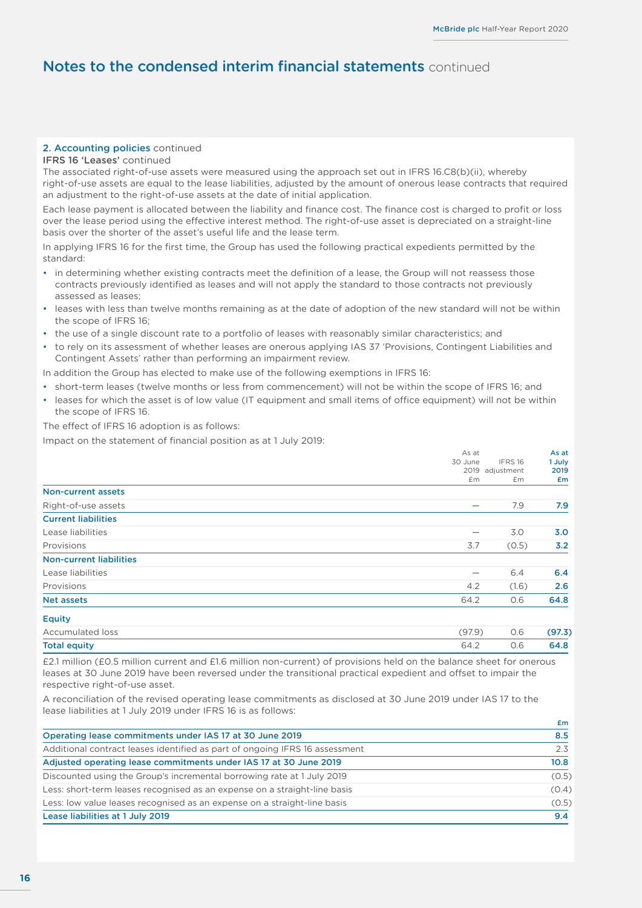# Notes to the condensed interim financial statements continued

### 2. Accounting policies continued

**IFRS 16 'Leases' continued**

The associated right-of-use assets were measured using the approach set out in IFRS 16.C8(b)(ii), whereby right-of-use assets are equal to the lease liabilities, adjusted by the amount of onerous lease contracts that required an adjustment to the right-of-use assets at the date of initial application.

Each lease payment is allocated between the liability and finance cost. The finance cost is charged to profit or loss over the lease period using the effective interest method. The right-of-use asset is depreciated on a straight-line basis over the shorter of the asset's useful life and the lease term.

In applying IFRS 16 for the first time, the Group has used the following practical expedients permitted by the standard:

- in determining whether existing contracts meet the definition of a lease, the Group will not reassess those contracts previously identified as leases and will not apply the standard to those contracts not previously assessed as leases;
- leases with less than twelve months remaining as at the date of adoption of the new standard will not be within the scope of IFRS 16;
- the use of a single discount rate to a portfolio of leases with reasonably similar characteristics; and
- to rely on its assessment of whether leases are onerous applying IAS 37 'Provisions, Contingent Liabilities and Contingent Assets' rather than performing an impairment review.

In addition the Group has elected to make use of the following exemptions in IFRS 16:

- short-term leases (twelve months or less from commencement) will not be within the scope of IFRS 16; and
- leases for which the asset is of low value (IT equipment and small items of office equipment) will not be within the scope of IFRS 16.

The effect of IFRS 16 adoption is as follows:

Impact on the statement of financial position as at 1 July 2019:

| | As at 30 June 2019 £m | IFRS 16 adjustment £m | As at 1 July 2019 £m |
|---|---|---|---|
| **Non-current assets** | | | |
| Right-of-use assets | — | 7.9 | **7.9** |
| **Current liabilities** | | | |
| Lease liabilities | — | 3.0 | **3.0** |
| Provisions | 3.7 | (0.5) | **3.2** |
| **Non-current liabilities** | | | |
| Lease liabilities | — | 6.4 | **6.4** |
| Provisions | 4.2 | (1.6) | **2.6** |
| **Net assets** | 64.2 | 0.6 | **64.8** |
| **Equity** | | | |
| Accumulated loss | (97.9) | 0.6 | **(97.3)** |
| **Total equity** | 64.2 | 0.6 | **64.8** |

£2.1 million (£0.5 million current and £1.6 million non-current) of provisions held on the balance sheet for onerous leases at 30 June 2019 have been reversed under the transitional practical expedient and offset to impair the respective right-of-use asset.

A reconciliation of the revised operating lease commitments as disclosed at 30 June 2019 under IAS 17 to the lease liabilities at 1 July 2019 under IFRS 16 is as follows:

| | £m |
|---|---|
| **Operating lease commitments under IAS 17 at 30 June 2019** | **8.5** |
| Additional contract leases identified as part of ongoing IFRS 16 assessment | 2.3 |
| **Adjusted operating lease commitments under IAS 17 at 30 June 2019** | **10.8** |
| Discounted using the Group's incremental borrowing rate at 1 July 2019 | (0.5) |
| Less: short-term leases recognised as an expense on a straight-line basis | (0.4) |
| Less: low value leases recognised as an expense on a straight-line basis | (0.5) |
| **Lease liabilities at 1 July 2019** | **9.4** |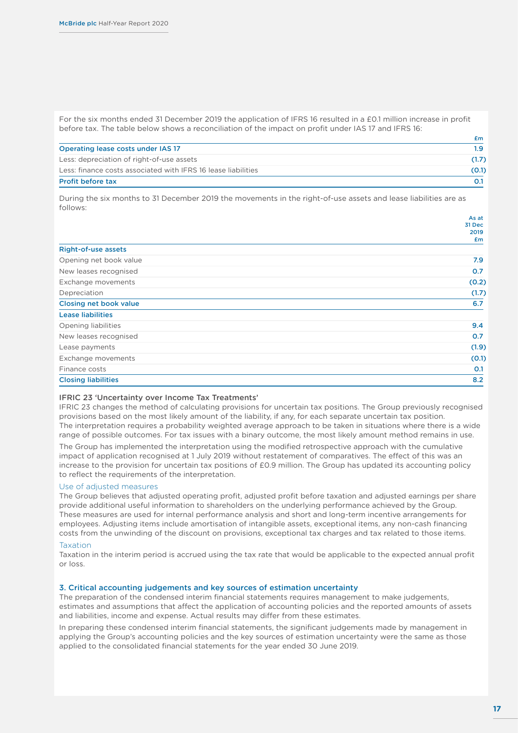For the six months ended 31 December 2019 the application of IFRS 16 resulted in a £0.1 million increase in profit before tax. The table below shows a reconciliation of the impact on profit under IAS 17 and IFRS 16:

| | £m |
|---|---|
| **Operating lease costs under IAS 17** | **1.9** |
| Less: depreciation of right-of-use assets | (1.7) |
| Less: finance costs associated with IFRS 16 lease liabilities | (0.1) |
| **Profit before tax** | **0.1** |

During the six months to 31 December 2019 the movements in the right-of-use assets and lease liabilities are as follows:

| | As at 31 Dec 2019 £m |
|---|---|
| **Right-of-use assets** | |
| Opening net book value | 7.9 |
| New leases recognised | 0.7 |
| Exchange movements | (0.2) |
| Depreciation | (1.7) |
| **Closing net book value** | **6.7** |
| **Lease liabilities** | |
| Opening liabilities | 9.4 |
| New leases recognised | 0.7 |
| Lease payments | (1.9) |
| Exchange movements | (0.1) |
| Finance costs | 0.1 |
| **Closing liabilities** | **8.2** |

### IFRIC 23 'Uncertainty over Income Tax Treatments'

IFRIC 23 changes the method of calculating provisions for uncertain tax positions. The Group previously recognised provisions based on the most likely amount of the liability, if any, for each separate uncertain tax position. The interpretation requires a probability weighted average approach to be taken in situations where there is a wide range of possible outcomes. For tax issues with a binary outcome, the most likely amount method remains in use.

The Group has implemented the interpretation using the modified retrospective approach with the cumulative impact of application recognised at 1 July 2019 without restatement of comparatives. The effect of this was an increase to the provision for uncertain tax positions of £0.9 million. The Group has updated its accounting policy to reflect the requirements of the interpretation.

### Use of adjusted measures

The Group believes that adjusted operating profit, adjusted profit before taxation and adjusted earnings per share provide additional useful information to shareholders on the underlying performance achieved by the Group. These measures are used for internal performance analysis and short and long-term incentive arrangements for employees. Adjusting items include amortisation of intangible assets, exceptional items, any non-cash financing costs from the unwinding of the discount on provisions, exceptional tax charges and tax related to those items.

### Taxation

Taxation in the interim period is accrued using the tax rate that would be applicable to the expected annual profit or loss.

## 3. Critical accounting judgements and key sources of estimation uncertainty

The preparation of the condensed interim financial statements requires management to make judgements, estimates and assumptions that affect the application of accounting policies and the reported amounts of assets and liabilities, income and expense. Actual results may differ from these estimates.

In preparing these condensed interim financial statements, the significant judgements made by management in applying the Group's accounting policies and the key sources of estimation uncertainty were the same as those applied to the consolidated financial statements for the year ended 30 June 2019.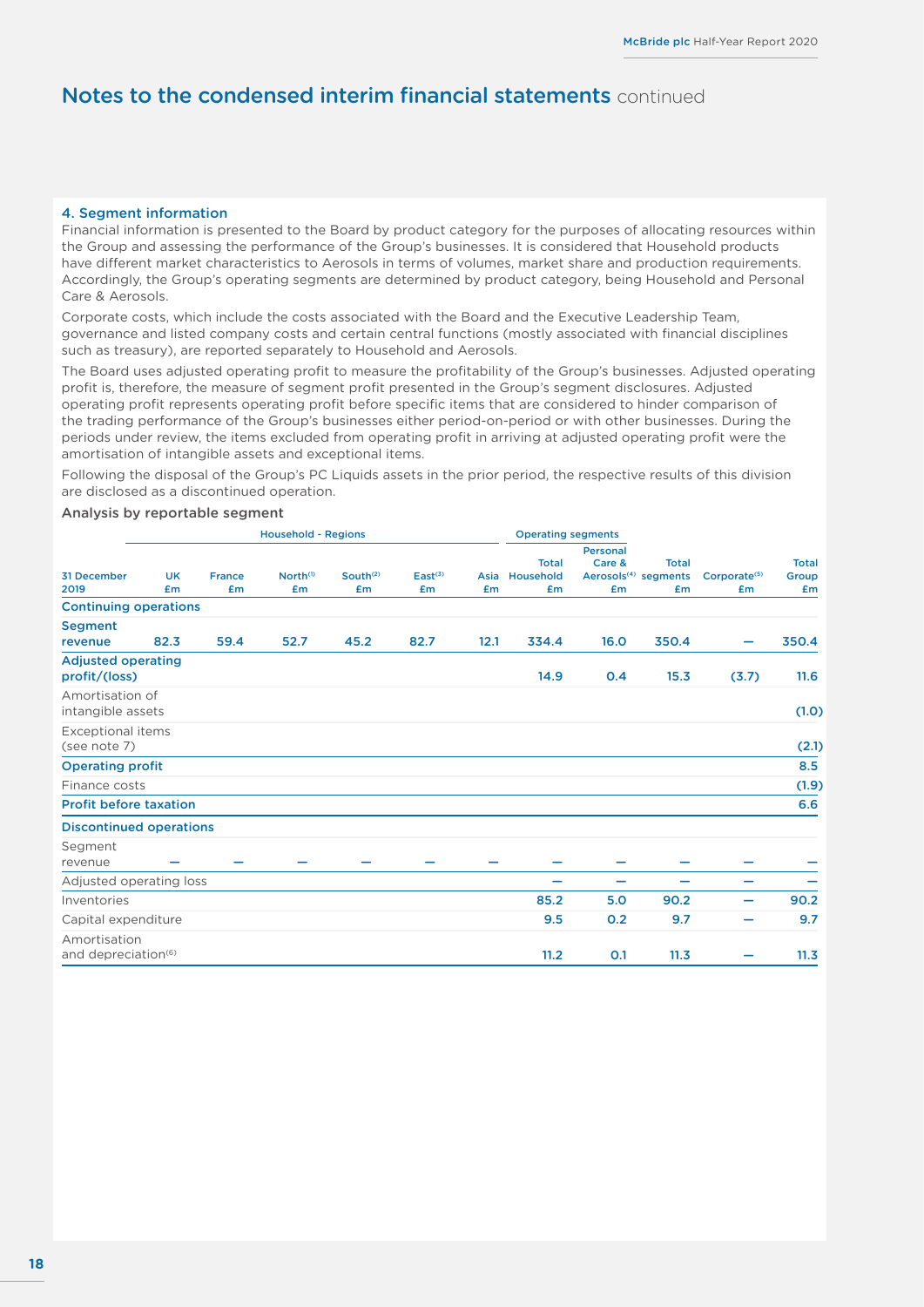# Notes to the condensed interim financial statements continued

## 4. Segment information

Financial information is presented to the Board by product category for the purposes of allocating resources within the Group and assessing the performance of the Group's businesses. It is considered that Household products have different market characteristics to Aerosols in terms of volumes, market share and production requirements. Accordingly, the Group's operating segments are determined by product category, being Household and Personal Care & Aerosols.

Corporate costs, which include the costs associated with the Board and the Executive Leadership Team, governance and listed company costs and certain central functions (mostly associated with financial disciplines such as treasury), are reported separately to Household and Aerosols.

The Board uses adjusted operating profit to measure the profitability of the Group's businesses. Adjusted operating profit is, therefore, the measure of segment profit presented in the Group's segment disclosures. Adjusted operating profit represents operating profit before specific items that are considered to hinder comparison of the trading performance of the Group's businesses either period-on-period or with other businesses. During the periods under review, the items excluded from operating profit in arriving at adjusted operating profit were the amortisation of intangible assets and exceptional items.

Following the disposal of the Group's PC Liquids assets in the prior period, the respective results of this division are disclosed as a discontinued operation.

### Analysis by reportable segment

| | Household - Regions | | | | | | Operating segments | | | | |
|---|---|---|---|---|---|---|---|---|---|---|---|
| 31 December 2019 | UK £m | France £m | North[1] £m | South[2] £m | East[3] £m | Asia £m | Total Household £m | Personal Care & Aerosols[4] £m | Total segments £m | Corporate[5] £m | Total Group £m |
| **Continuing operations** | | | | | | | | | | | |
| **Segment revenue** | **82.3** | **59.4** | **52.7** | **45.2** | **82.7** | **12.1** | **334.4** | **16.0** | **350.4** | **—** | **350.4** |
| **Adjusted operating profit/(loss)** | | | | | | | **14.9** | **0.4** | **15.3** | **(3.7)** | **11.6** |
| Amortisation of intangible assets | | | | | | | | | | | **(1.0)** |
| Exceptional items (see note 7) | | | | | | | | | | | **(2.1)** |
| **Operating profit** | | | | | | | | | | | **8.5** |
| Finance costs | | | | | | | | | | | **(1.9)** |
| **Profit before taxation** | | | | | | | | | | | **6.6** |
| **Discontinued operations** | | | | | | | | | | | |
| Segment revenue | — | — | — | — | — | — | — | — | — | — | — |
| Adjusted operating loss | | | | | | | — | — | — | — | — |
| Inventories | | | | | | | **85.2** | **5.0** | **90.2** | **—** | **90.2** |
| Capital expenditure | | | | | | | **9.5** | **0.2** | **9.7** | **—** | **9.7** |
| Amortisation and depreciation[6] | | | | | | | **11.2** | **0.1** | **11.3** | **—** | **11.3** |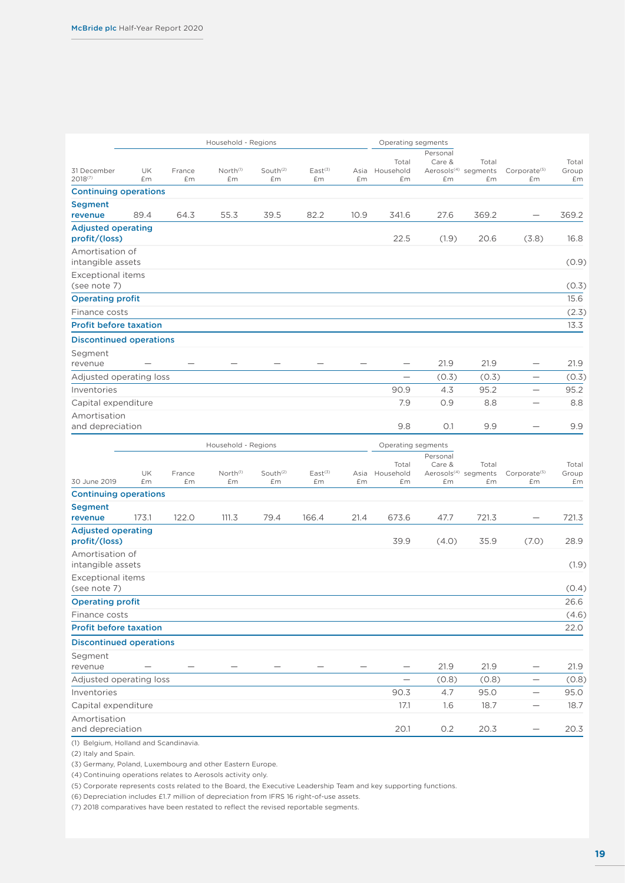| 31 December 2018[7] | Household - Regions | | | | | | Operating segments | | | | |
|---|---|---|---|---|---|---|---|---|---|---|---|
| | UK £m | France £m | North[1] £m | South[2] £m | East[3] £m | Asia £m | Total Household £m | Personal Care & Aerosols[4] £m | Total segments £m | Corporate[5] £m | Total Group £m |
| **Continuing operations** | | | | | | | | | | | |
| **Segment revenue** | 89.4 | 64.3 | 55.3 | 39.5 | 82.2 | 10.9 | 341.6 | 27.6 | 369.2 | — | 369.2 |
| **Adjusted operating profit/(loss)** | | | | | | | 22.5 | (1.9) | 20.6 | (3.8) | 16.8 |
| Amortisation of intangible assets | | | | | | | | | | | (0.9) |
| Exceptional items (see note 7) | | | | | | | | | | | (0.3) |
| **Operating profit** | | | | | | | | | | | 15.6 |
| Finance costs | | | | | | | | | | | (2.3) |
| **Profit before taxation** | | | | | | | | | | | 13.3 |
| **Discontinued operations** | | | | | | | | | | | |
| Segment revenue | — | — | — | — | — | — | — | 21.9 | 21.9 | — | 21.9 |
| Adjusted operating loss | | | | | | | — | (0.3) | (0.3) | — | (0.3) |
| Inventories | | | | | | | 90.9 | 4.3 | 95.2 | — | 95.2 |
| Capital expenditure | | | | | | | 7.9 | 0.9 | 8.8 | — | 8.8 |
| Amortisation and depreciation | | | | | | | 9.8 | 0.1 | 9.9 | — | 9.9 |

| 30 June 2019 | Household - Regions | | | | | | Operating segments | | | | |
|---|---|---|---|---|---|---|---|---|---|---|---|
| | UK £m | France £m | North[1] £m | South[2] £m | East[3] £m | Asia £m | Total Household £m | Personal Care & Aerosols[4] £m | Total segments £m | Corporate[5] £m | Total Group £m |
| **Continuing operations** | | | | | | | | | | | |
| **Segment revenue** | 173.1 | 122.0 | 111.3 | 79.4 | 166.4 | 21.4 | 673.6 | 47.7 | 721.3 | — | 721.3 |
| **Adjusted operating profit/(loss)** | | | | | | | 39.9 | (4.0) | 35.9 | (7.0) | 28.9 |
| Amortisation of intangible assets | | | | | | | | | | | (1.9) |
| Exceptional items (see note 7) | | | | | | | | | | | (0.4) |
| **Operating profit** | | | | | | | | | | | 26.6 |
| Finance costs | | | | | | | | | | | (4.6) |
| **Profit before taxation** | | | | | | | | | | | 22.0 |
| **Discontinued operations** | | | | | | | | | | | |
| Segment revenue | — | — | — | — | — | — | — | 21.9 | 21.9 | — | 21.9 |
| Adjusted operating loss | | | | | | | — | (0.8) | (0.8) | — | (0.8) |
| Inventories | | | | | | | 90.3 | 4.7 | 95.0 | — | 95.0 |
| Capital expenditure | | | | | | | 17.1 | 1.6 | 18.7 | — | 18.7 |
| Amortisation and depreciation | | | | | | | 20.1 | 0.2 | 20.3 | — | 20.3 |

(1) Belgium, Holland and Scandinavia.

(2) Italy and Spain.

(3) Germany, Poland, Luxembourg and other Eastern Europe.

(4) Continuing operations relates to Aerosols activity only.

(5) Corporate represents costs related to the Board, the Executive Leadership Team and key supporting functions.

(6) Depreciation includes £1.7 million of depreciation from IFRS 16 right-of-use assets.

(7) 2018 comparatives have been restated to reflect the revised reportable segments.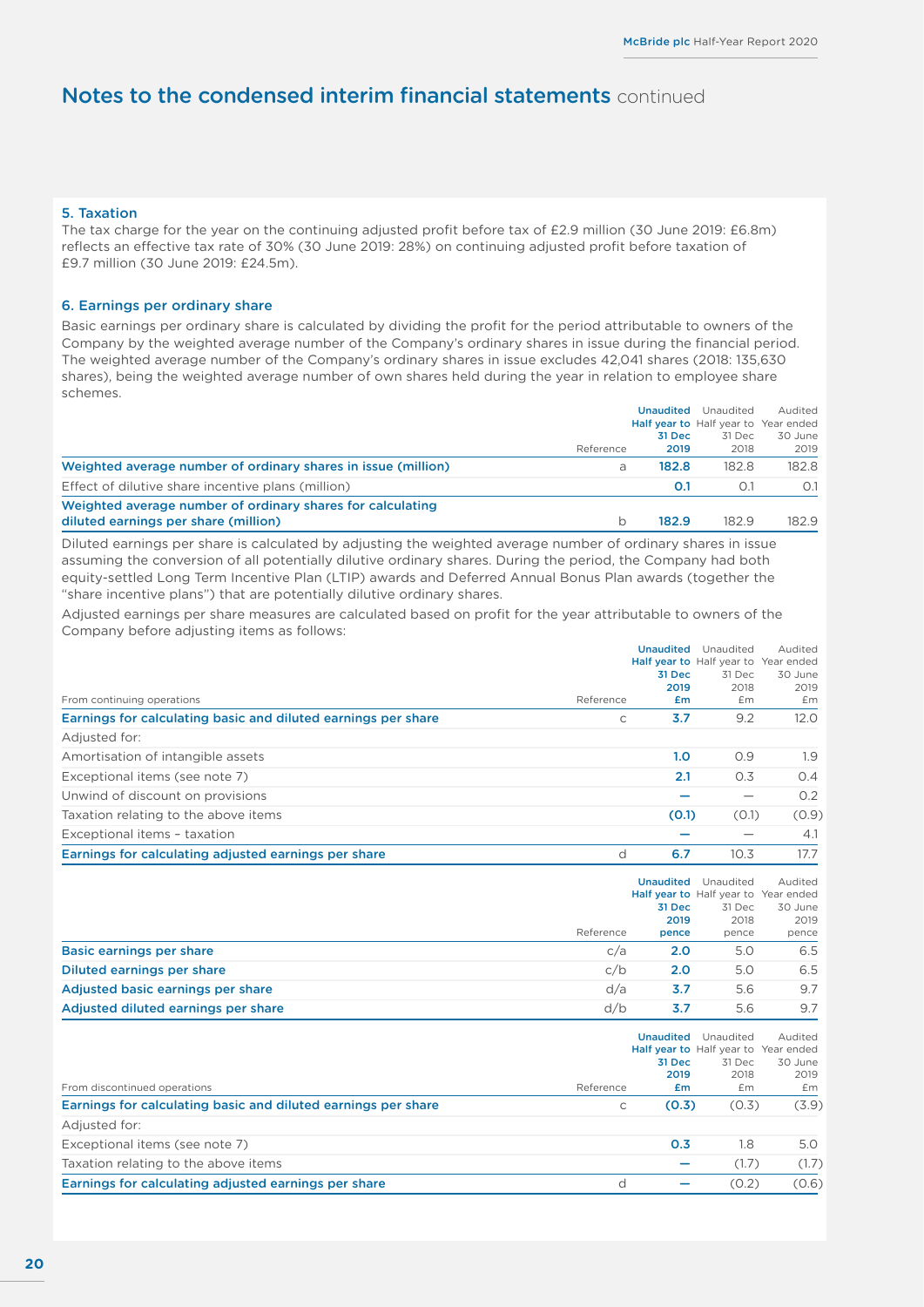## Notes to the condensed interim financial statements continued

### 5. Taxation

The tax charge for the year on the continuing adjusted profit before tax of £2.9 million (30 June 2019: £6.8m) reflects an effective tax rate of 30% (30 June 2019: 28%) on continuing adjusted profit before taxation of £9.7 million (30 June 2019: £24.5m).

### 6. Earnings per ordinary share

Basic earnings per ordinary share is calculated by dividing the profit for the period attributable to owners of the Company by the weighted average number of the Company's ordinary shares in issue during the financial period. The weighted average number of the Company's ordinary shares in issue excludes 42,041 shares (2018: 135,630 shares), being the weighted average number of own shares held during the year in relation to employee share schemes.

| | Reference | Unaudited Half year to 31 Dec 2019 | Unaudited Half year to 31 Dec 2018 | Audited Year ended 30 June 2019 |
|---|---|---|---|---|
| **Weighted average number of ordinary shares in issue (million)** | a | **182.8** | 182.8 | 182.8 |
| Effect of dilutive share incentive plans (million) | | **0.1** | 0.1 | 0.1 |
| **Weighted average number of ordinary shares for calculating diluted earnings per share (million)** | b | **182.9** | 182.9 | 182.9 |

Diluted earnings per share is calculated by adjusting the weighted average number of ordinary shares in issue assuming the conversion of all potentially dilutive ordinary shares. During the period, the Company had both equity-settled Long Term Incentive Plan (LTIP) awards and Deferred Annual Bonus Plan awards (together the "share incentive plans") that are potentially dilutive ordinary shares.

Adjusted earnings per share measures are calculated based on profit for the year attributable to owners of the Company before adjusting items as follows:

| From continuing operations | Reference | Unaudited Half year to 31 Dec 2019 £m | Unaudited Half year to 31 Dec 2018 £m | Audited Year ended 30 June 2019 £m |
|---|---|---|---|---|
| **Earnings for calculating basic and diluted earnings per share** | c | **3.7** | 9.2 | 12.0 |
| Adjusted for: | | | | |
| Amortisation of intangible assets | | **1.0** | 0.9 | 1.9 |
| Exceptional items (see note 7) | | **2.1** | 0.3 | 0.4 |
| Unwind of discount on provisions | | **–** | – | 0.2 |
| Taxation relating to the above items | | **(0.1)** | (0.1) | (0.9) |
| Exceptional items – taxation | | **–** | – | 4.1 |
| **Earnings for calculating adjusted earnings per share** | d | **6.7** | 10.3 | 17.7 |

| | Reference | Unaudited Half year to 31 Dec 2019 pence | Unaudited Half year to 31 Dec 2018 pence | Audited Year ended 30 June 2019 pence |
|---|---|---|---|---|
| **Basic earnings per share** | c/a | **2.0** | 5.0 | 6.5 |
| **Diluted earnings per share** | c/b | **2.0** | 5.0 | 6.5 |
| **Adjusted basic earnings per share** | d/a | **3.7** | 5.6 | 9.7 |
| **Adjusted diluted earnings per share** | d/b | **3.7** | 5.6 | 9.7 |

| From discontinued operations | Reference | Unaudited Half year to 31 Dec 2019 £m | Unaudited Half year to 31 Dec 2018 £m | Audited Year ended 30 June 2019 £m |
|---|---|---|---|---|
| **Earnings for calculating basic and diluted earnings per share** | c | **(0.3)** | (0.3) | (3.9) |
| Adjusted for: | | | | |
| Exceptional items (see note 7) | | **0.3** | 1.8 | 5.0 |
| Taxation relating to the above items | | **–** | (1.7) | (1.7) |
| **Earnings for calculating adjusted earnings per share** | d | **–** | (0.2) | (0.6) |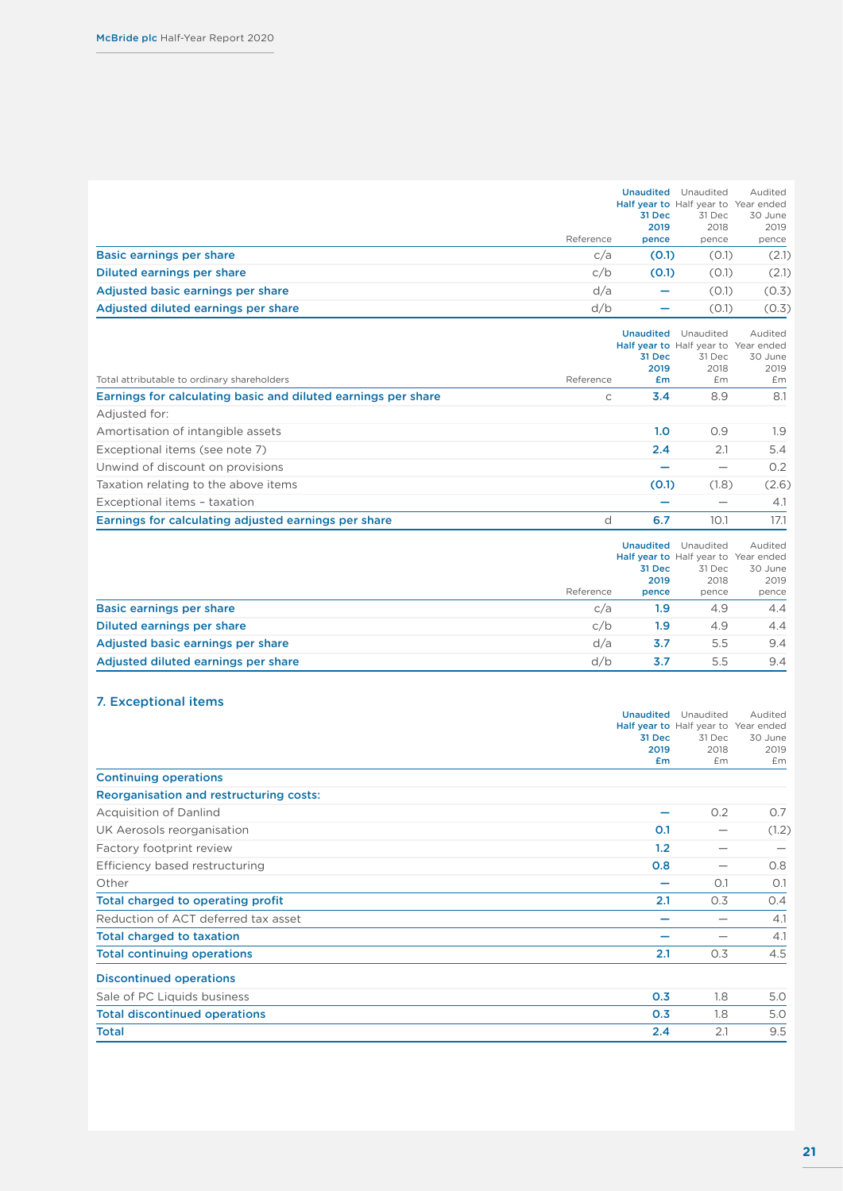| | Reference | **Unaudited Half year to 31 Dec 2019 pence** | Unaudited Half year to 31 Dec 2018 pence | Audited Year ended 30 June 2019 pence |
|---|---|---|---|---|
| **Basic earnings per share** | c/a | **(0.1)** | (0.1) | (2.1) |
| **Diluted earnings per share** | c/b | **(0.1)** | (0.1) | (2.1) |
| **Adjusted basic earnings per share** | d/a | **–** | (0.1) | (0.3) |
| **Adjusted diluted earnings per share** | d/b | **–** | (0.1) | (0.3) |

| Total attributable to ordinary shareholders | Reference | **Unaudited Half year to 31 Dec 2019 £m** | Unaudited Half year to 31 Dec 2018 £m | Audited Year ended 30 June 2019 £m |
|---|---|---|---|---|
| **Earnings for calculating basic and diluted earnings per share** | c | **3.4** | 8.9 | 8.1 |
| Adjusted for: | | | | |
| Amortisation of intangible assets | | **1.0** | 0.9 | 1.9 |
| Exceptional items (see note 7) | | **2.4** | 2.1 | 5.4 |
| Unwind of discount on provisions | | **–** | – | 0.2 |
| Taxation relating to the above items | | **(0.1)** | (1.8) | (2.6) |
| Exceptional items – taxation | | **–** | – | 4.1 |
| **Earnings for calculating adjusted earnings per share** | d | **6.7** | 10.1 | 17.1 |

| | Reference | **Unaudited Half year to 31 Dec 2019 pence** | Unaudited Half year to 31 Dec 2018 pence | Audited Year ended 30 June 2019 pence |
|---|---|---|---|---|
| **Basic earnings per share** | c/a | **1.9** | 4.9 | 4.4 |
| **Diluted earnings per share** | c/b | **1.9** | 4.9 | 4.4 |
| **Adjusted basic earnings per share** | d/a | **3.7** | 5.5 | 9.4 |
| **Adjusted diluted earnings per share** | d/b | **3.7** | 5.5 | 9.4 |

## 7. Exceptional items

| | **Unaudited Half year to 31 Dec 2019 £m** | Unaudited Half year to 31 Dec 2018 £m | Audited Year ended 30 June 2019 £m |
|---|---|---|---|
| **Continuing operations** | | | |
| **Reorganisation and restructuring costs:** | | | |
| Acquisition of Danlind | **–** | 0.2 | 0.7 |
| UK Aerosols reorganisation | **0.1** | – | (1.2) |
| Factory footprint review | **1.2** | – | – |
| Efficiency based restructuring | **0.8** | – | 0.8 |
| Other | **–** | 0.1 | 0.1 |
| **Total charged to operating profit** | **2.1** | 0.3 | 0.4 |
| Reduction of ACT deferred tax asset | **–** | – | 4.1 |
| **Total charged to taxation** | **–** | – | 4.1 |
| **Total continuing operations** | **2.1** | 0.3 | 4.5 |
| **Discontinued operations** | | | |
| Sale of PC Liquids business | **0.3** | 1.8 | 5.0 |
| **Total discontinued operations** | **0.3** | 1.8 | 5.0 |
| **Total** | **2.4** | 2.1 | 9.5 |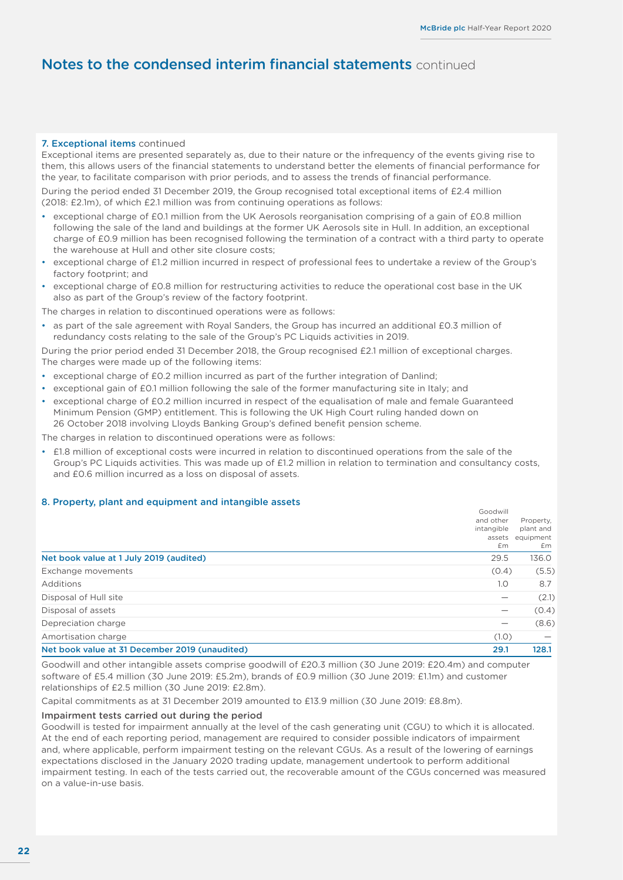## 7. Exceptional items continued

Exceptional items are presented separately as, due to their nature or the infrequency of the events giving rise to them, this allows users of the financial statements to understand better the elements of financial performance for the year, to facilitate comparison with prior periods, and to assess the trends of financial performance.

During the period ended 31 December 2019, the Group recognised total exceptional items of £2.4 million (2018: £2.1m), of which £2.1 million was from continuing operations as follows:

- exceptional charge of £0.1 million from the UK Aerosols reorganisation comprising of a gain of £0.8 million following the sale of the land and buildings at the former UK Aerosols site in Hull. In addition, an exceptional charge of £0.9 million has been recognised following the termination of a contract with a third party to operate the warehouse at Hull and other site closure costs;
- exceptional charge of £1.2 million incurred in respect of professional fees to undertake a review of the Group's factory footprint; and
- exceptional charge of £0.8 million for restructuring activities to reduce the operational cost base in the UK also as part of the Group's review of the factory footprint.

The charges in relation to discontinued operations were as follows:

- as part of the sale agreement with Royal Sanders, the Group has incurred an additional £0.3 million of redundancy costs relating to the sale of the Group's PC Liquids activities in 2019.

During the prior period ended 31 December 2018, the Group recognised £2.1 million of exceptional charges. The charges were made up of the following items:

- exceptional charge of £0.2 million incurred as part of the further integration of Danlind;
- exceptional gain of £0.1 million following the sale of the former manufacturing site in Italy; and
- exceptional charge of £0.2 million incurred in respect of the equalisation of male and female Guaranteed Minimum Pension (GMP) entitlement. This is following the UK High Court ruling handed down on 26 October 2018 involving Lloyds Banking Group's defined benefit pension scheme.

The charges in relation to discontinued operations were as follows:

- £1.8 million of exceptional costs were incurred in relation to discontinued operations from the sale of the Group's PC Liquids activities. This was made up of £1.2 million in relation to termination and consultancy costs, and £0.6 million incurred as a loss on disposal of assets.

## 8. Property, plant and equipment and intangible assets

| | Goodwill and other intangible assets £m | Property, plant and equipment £m |
|---|---|---|
| **Net book value at 1 July 2019 (audited)** | 29.5 | 136.0 |
| Exchange movements | (0.4) | (5.5) |
| Additions | 1.0 | 8.7 |
| Disposal of Hull site | — | (2.1) |
| Disposal of assets | — | (0.4) |
| Depreciation charge | — | (8.6) |
| Amortisation charge | (1.0) | — |
| **Net book value at 31 December 2019 (unaudited)** | **29.1** | **128.1** |

Goodwill and other intangible assets comprise goodwill of £20.3 million (30 June 2019: £20.4m) and computer software of £5.4 million (30 June 2019: £5.2m), brands of £0.9 million (30 June 2019: £1.1m) and customer relationships of £2.5 million (30 June 2019: £2.8m).

Capital commitments as at 31 December 2019 amounted to £13.9 million (30 June 2019: £8.8m).

### Impairment tests carried out during the period

Goodwill is tested for impairment annually at the level of the cash generating unit (CGU) to which it is allocated. At the end of each reporting period, management are required to consider possible indicators of impairment and, where applicable, perform impairment testing on the relevant CGUs. As a result of the lowering of earnings expectations disclosed in the January 2020 trading update, management undertook to perform additional impairment testing. In each of the tests carried out, the recoverable amount of the CGUs concerned was measured on a value-in-use basis.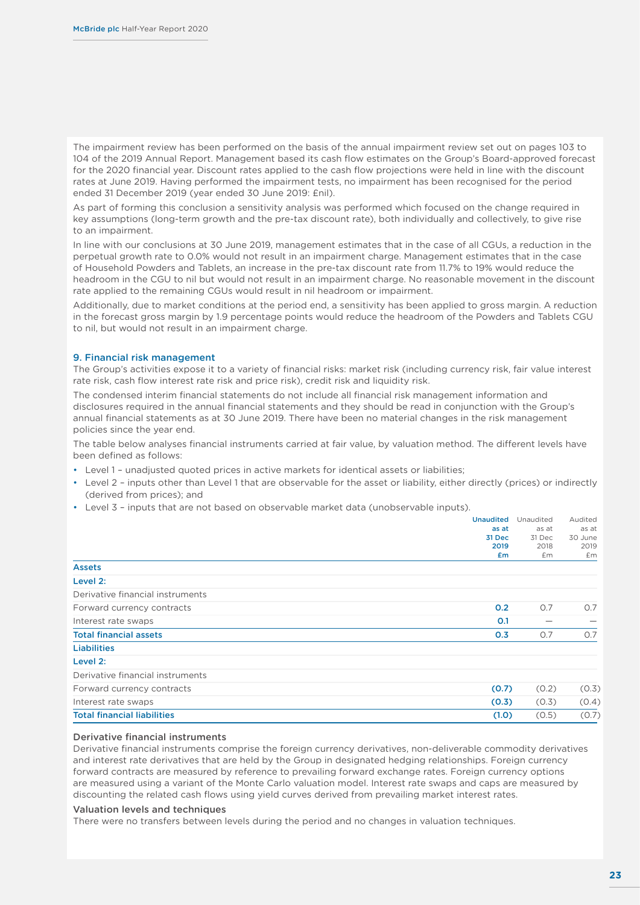The impairment review has been performed on the basis of the annual impairment review set out on pages 103 to 104 of the 2019 Annual Report. Management based its cash flow estimates on the Group's Board-approved forecast for the 2020 financial year. Discount rates applied to the cash flow projections were held in line with the discount rates at June 2019. Having performed the impairment tests, no impairment has been recognised for the period ended 31 December 2019 (year ended 30 June 2019: £nil).

As part of forming this conclusion a sensitivity analysis was performed which focused on the change required in key assumptions (long-term growth and the pre-tax discount rate), both individually and collectively, to give rise to an impairment.

In line with our conclusions at 30 June 2019, management estimates that in the case of all CGUs, a reduction in the perpetual growth rate to 0.0% would not result in an impairment charge. Management estimates that in the case of Household Powders and Tablets, an increase in the pre-tax discount rate from 11.7% to 19% would reduce the headroom in the CGU to nil but would not result in an impairment charge. No reasonable movement in the discount rate applied to the remaining CGUs would result in nil headroom or impairment.

Additionally, due to market conditions at the period end, a sensitivity has been applied to gross margin. A reduction in the forecast gross margin by 1.9 percentage points would reduce the headroom of the Powders and Tablets CGU to nil, but would not result in an impairment charge.

## 9. Financial risk management

The Group's activities expose it to a variety of financial risks: market risk (including currency risk, fair value interest rate risk, cash flow interest rate risk and price risk), credit risk and liquidity risk.

The condensed interim financial statements do not include all financial risk management information and disclosures required in the annual financial statements and they should be read in conjunction with the Group's annual financial statements as at 30 June 2019. There have been no material changes in the risk management policies since the year end.

The table below analyses financial instruments carried at fair value, by valuation method. The different levels have been defined as follows:

- Level 1 – unadjusted quoted prices in active markets for identical assets or liabilities;
- Level 2 – inputs other than Level 1 that are observable for the asset or liability, either directly (prices) or indirectly (derived from prices); and
- Level 3 – inputs that are not based on observable market data (unobservable inputs).

| | **Unaudited as at 31 Dec 2019 £m** | Unaudited as at 31 Dec 2018 £m | Audited as at 30 June 2019 £m |
|---|---|---|---|
| **Assets** | | | |
| **Level 2:** | | | |
| Derivative financial instruments | | | |
| Forward currency contracts | **0.2** | 0.7 | 0.7 |
| Interest rate swaps | **0.1** | — | — |
| **Total financial assets** | **0.3** | 0.7 | 0.7 |
| **Liabilities** | | | |
| **Level 2:** | | | |
| Derivative financial instruments | | | |
| Forward currency contracts | **(0.7)** | (0.2) | (0.3) |
| Interest rate swaps | **(0.3)** | (0.3) | (0.4) |
| **Total financial liabilities** | **(1.0)** | (0.5) | (0.7) |

### Derivative financial instruments

Derivative financial instruments comprise the foreign currency derivatives, non-deliverable commodity derivatives and interest rate derivatives that are held by the Group in designated hedging relationships. Foreign currency forward contracts are measured by reference to prevailing forward exchange rates. Foreign currency options are measured using a variant of the Monte Carlo valuation model. Interest rate swaps and caps are measured by discounting the related cash flows using yield curves derived from prevailing market interest rates.

### Valuation levels and techniques

There were no transfers between levels during the period and no changes in valuation techniques.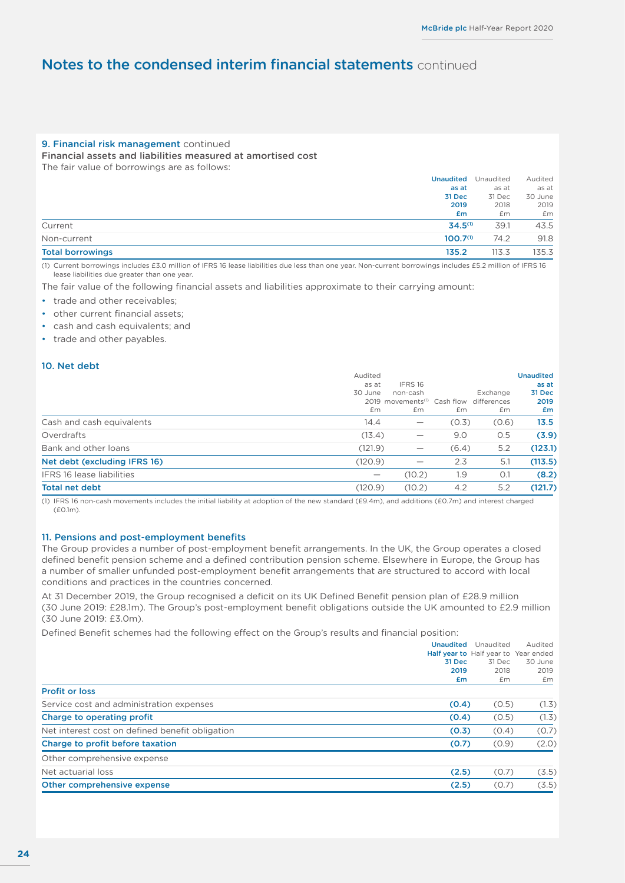# Notes to the condensed interim financial statements continued

### 9. Financial risk management continued

**Financial assets and liabilities measured at amortised cost**

The fair value of borrowings are as follows:

| | Unaudited as at 31 Dec 2019 £m | Unaudited as at 31 Dec 2018 £m | Audited as at 30 June 2019 £m |
|---|---|---|---|
| Current | 34.5[1] | 39.1 | 43.5 |
| Non-current | 100.7[1] | 74.2 | 91.8 |
| **Total borrowings** | **135.2** | 113.3 | 135.3 |

(1) Current borrowings includes £3.0 million of IFRS 16 lease liabilities due less than one year. Non-current borrowings includes £5.2 million of IFRS 16 lease liabilities due greater than one year.

The fair value of the following financial assets and liabilities approximate to their carrying amount:

- trade and other receivables;
- other current financial assets;
- cash and cash equivalents; and
- trade and other payables.

### 10. Net debt

| | Audited as at 30 June 2019 £m | IFRS 16 non-cash movements[1] £m | Cash flow £m | Exchange differences £m | Unaudited as at 31 Dec 2019 £m |
|---|---|---|---|---|---|
| Cash and cash equivalents | 14.4 | — | (0.3) | (0.6) | 13.5 |
| Overdrafts | (13.4) | — | 9.0 | 0.5 | (3.9) |
| Bank and other loans | (121.9) | — | (6.4) | 5.2 | (123.1) |
| **Net debt (excluding IFRS 16)** | (120.9) | — | 2.3 | 5.1 | **(113.5)** |
| IFRS 16 lease liabilities | — | (10.2) | 1.9 | 0.1 | (8.2) |
| **Total net debt** | (120.9) | (10.2) | 4.2 | 5.2 | **(121.7)** |

(1) IFRS 16 non-cash movements includes the initial liability at adoption of the new standard (£9.4m), and additions (£0.7m) and interest charged (£0.1m).

### 11. Pensions and post-employment benefits

The Group provides a number of post-employment benefit arrangements. In the UK, the Group operates a closed defined benefit pension scheme and a defined contribution pension scheme. Elsewhere in Europe, the Group has a number of smaller unfunded post-employment benefit arrangements that are structured to accord with local conditions and practices in the countries concerned.

At 31 December 2019, the Group recognised a deficit on its UK Defined Benefit pension plan of £28.9 million (30 June 2019: £28.1m). The Group's post-employment benefit obligations outside the UK amounted to £2.9 million (30 June 2019: £3.0m).

Defined Benefit schemes had the following effect on the Group's results and financial position:

| | Unaudited Half year to 31 Dec 2019 £m | Unaudited Half year to 31 Dec 2018 £m | Audited Year ended 30 June 2019 £m |
|---|---|---|---|
| **Profit or loss** | | | |
| Service cost and administration expenses | (0.4) | (0.5) | (1.3) |
| **Charge to operating profit** | **(0.4)** | (0.5) | (1.3) |
| Net interest cost on defined benefit obligation | (0.3) | (0.4) | (0.7) |
| **Charge to profit before taxation** | **(0.7)** | (0.9) | (2.0) |
| Other comprehensive expense | | | |
| Net actuarial loss | (2.5) | (0.7) | (3.5) |
| **Other comprehensive expense** | **(2.5)** | (0.7) | (3.5) |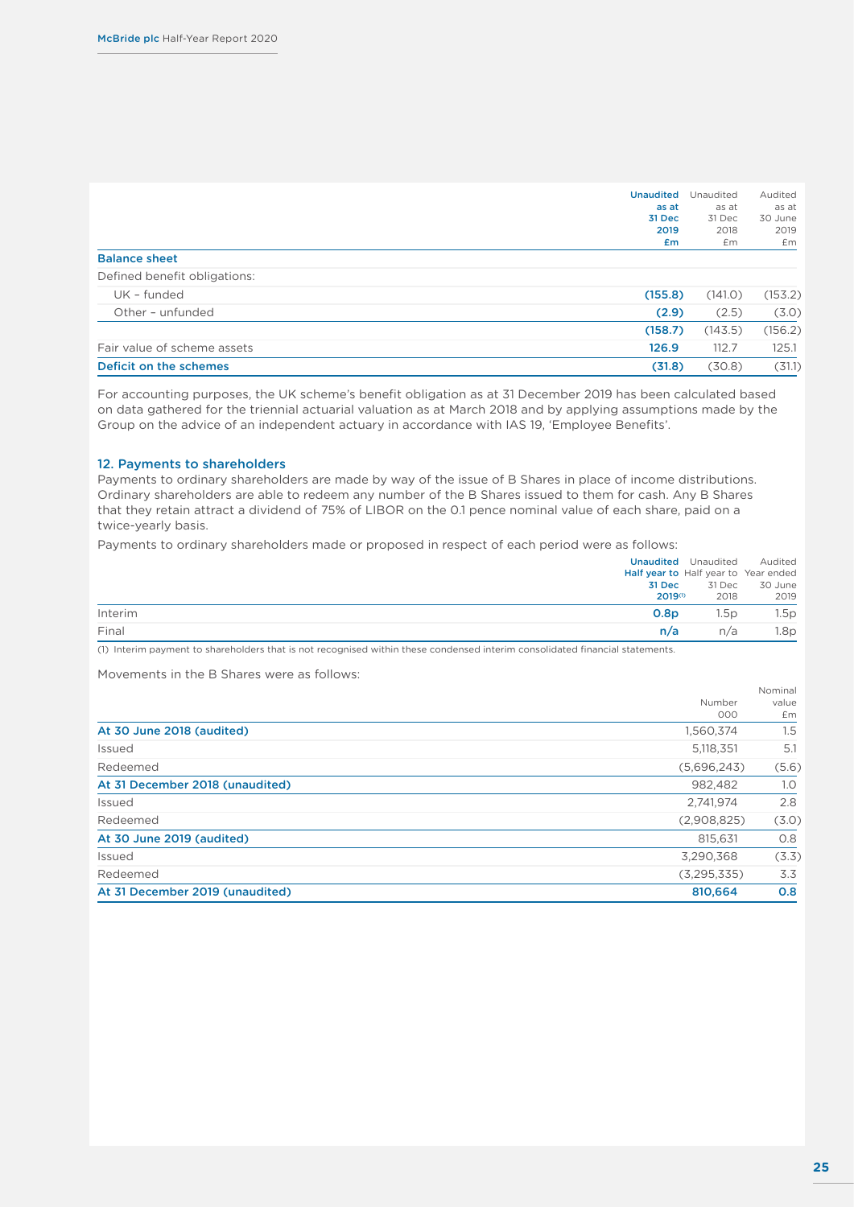| | Unaudited as at 31 Dec 2019 £m | Unaudited as at 31 Dec 2018 £m | Audited as at 30 June 2019 £m |
|---|---|---|---|
| **Balance sheet** | | | |
| Defined benefit obligations: | | | |
| UK – funded | **(155.8)** | (141.0) | (153.2) |
| Other – unfunded | **(2.9)** | (2.5) | (3.0) |
| | **(158.7)** | (143.5) | (156.2) |
| Fair value of scheme assets | **126.9** | 112.7 | 125.1 |
| **Deficit on the schemes** | **(31.8)** | (30.8) | (31.1) |

For accounting purposes, the UK scheme's benefit obligation as at 31 December 2019 has been calculated based on data gathered for the triennial actuarial valuation as at March 2018 and by applying assumptions made by the Group on the advice of an independent actuary in accordance with IAS 19, 'Employee Benefits'.

## 12. Payments to shareholders

Payments to ordinary shareholders are made by way of the issue of B Shares in place of income distributions. Ordinary shareholders are able to redeem any number of the B Shares issued to them for cash. Any B Shares that they retain attract a dividend of 75% of LIBOR on the 0.1 pence nominal value of each share, paid on a twice-yearly basis.

Payments to ordinary shareholders made or proposed in respect of each period were as follows:

| | Unaudited Half year to 31 Dec 2019[1] | Unaudited Half year to 31 Dec 2018 | Audited Year ended 30 June 2019 |
|---|---|---|---|
| Interim | **0.8p** | 1.5p | 1.5p |
| Final | **n/a** | n/a | 1.8p |

(1) Interim payment to shareholders that is not recognised within these condensed interim consolidated financial statements.

Movements in the B Shares were as follows:

| | Number 000 | Nominal value £m |
|---|---|---|
| **At 30 June 2018 (audited)** | 1,560,374 | 1.5 |
| Issued | 5,118,351 | 5.1 |
| Redeemed | (5,696,243) | (5.6) |
| **At 31 December 2018 (unaudited)** | 982,482 | 1.0 |
| Issued | 2,741,974 | 2.8 |
| Redeemed | (2,908,825) | (3.0) |
| **At 30 June 2019 (audited)** | 815,631 | 0.8 |
| Issued | 3,290,368 | (3.3) |
| Redeemed | (3,295,335) | 3.3 |
| **At 31 December 2019 (unaudited)** | **810,664** | **0.8** |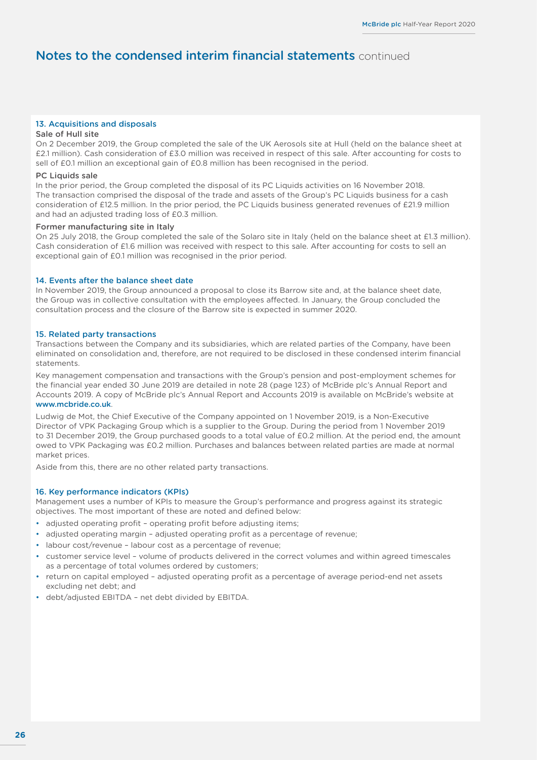# Notes to the condensed interim financial statements continued

## 13. Acquisitions and disposals

### Sale of Hull site

On 2 December 2019, the Group completed the sale of the UK Aerosols site at Hull (held on the balance sheet at £2.1 million). Cash consideration of £3.0 million was received in respect of this sale. After accounting for costs to sell of £0.1 million an exceptional gain of £0.8 million has been recognised in the period.

### PC Liquids sale

In the prior period, the Group completed the disposal of its PC Liquids activities on 16 November 2018. The transaction comprised the disposal of the trade and assets of the Group's PC Liquids business for a cash consideration of £12.5 million. In the prior period, the PC Liquids business generated revenues of £21.9 million and had an adjusted trading loss of £0.3 million.

### Former manufacturing site in Italy

On 25 July 2018, the Group completed the sale of the Solaro site in Italy (held on the balance sheet at £1.3 million). Cash consideration of £1.6 million was received with respect to this sale. After accounting for costs to sell an exceptional gain of £0.1 million was recognised in the prior period.

## 14. Events after the balance sheet date

In November 2019, the Group announced a proposal to close its Barrow site and, at the balance sheet date, the Group was in collective consultation with the employees affected. In January, the Group concluded the consultation process and the closure of the Barrow site is expected in summer 2020.

## 15. Related party transactions

Transactions between the Company and its subsidiaries, which are related parties of the Company, have been eliminated on consolidation and, therefore, are not required to be disclosed in these condensed interim financial statements.

Key management compensation and transactions with the Group's pension and post-employment schemes for the financial year ended 30 June 2019 are detailed in note 28 (page 123) of McBride plc's Annual Report and Accounts 2019. A copy of McBride plc's Annual Report and Accounts 2019 is available on McBride's website at www.mcbride.co.uk.

Ludwig de Mot, the Chief Executive of the Company appointed on 1 November 2019, is a Non-Executive Director of VPK Packaging Group which is a supplier to the Group. During the period from 1 November 2019 to 31 December 2019, the Group purchased goods to a total value of £0.2 million. At the period end, the amount owed to VPK Packaging was £0.2 million. Purchases and balances between related parties are made at normal market prices.

Aside from this, there are no other related party transactions.

## 16. Key performance indicators (KPIs)

Management uses a number of KPIs to measure the Group's performance and progress against its strategic objectives. The most important of these are noted and defined below:

- adjusted operating profit – operating profit before adjusting items;
- adjusted operating margin – adjusted operating profit as a percentage of revenue;
- labour cost/revenue – labour cost as a percentage of revenue;
- customer service level – volume of products delivered in the correct volumes and within agreed timescales as a percentage of total volumes ordered by customers;
- return on capital employed – adjusted operating profit as a percentage of average period-end net assets excluding net debt; and
- debt/adjusted EBITDA – net debt divided by EBITDA.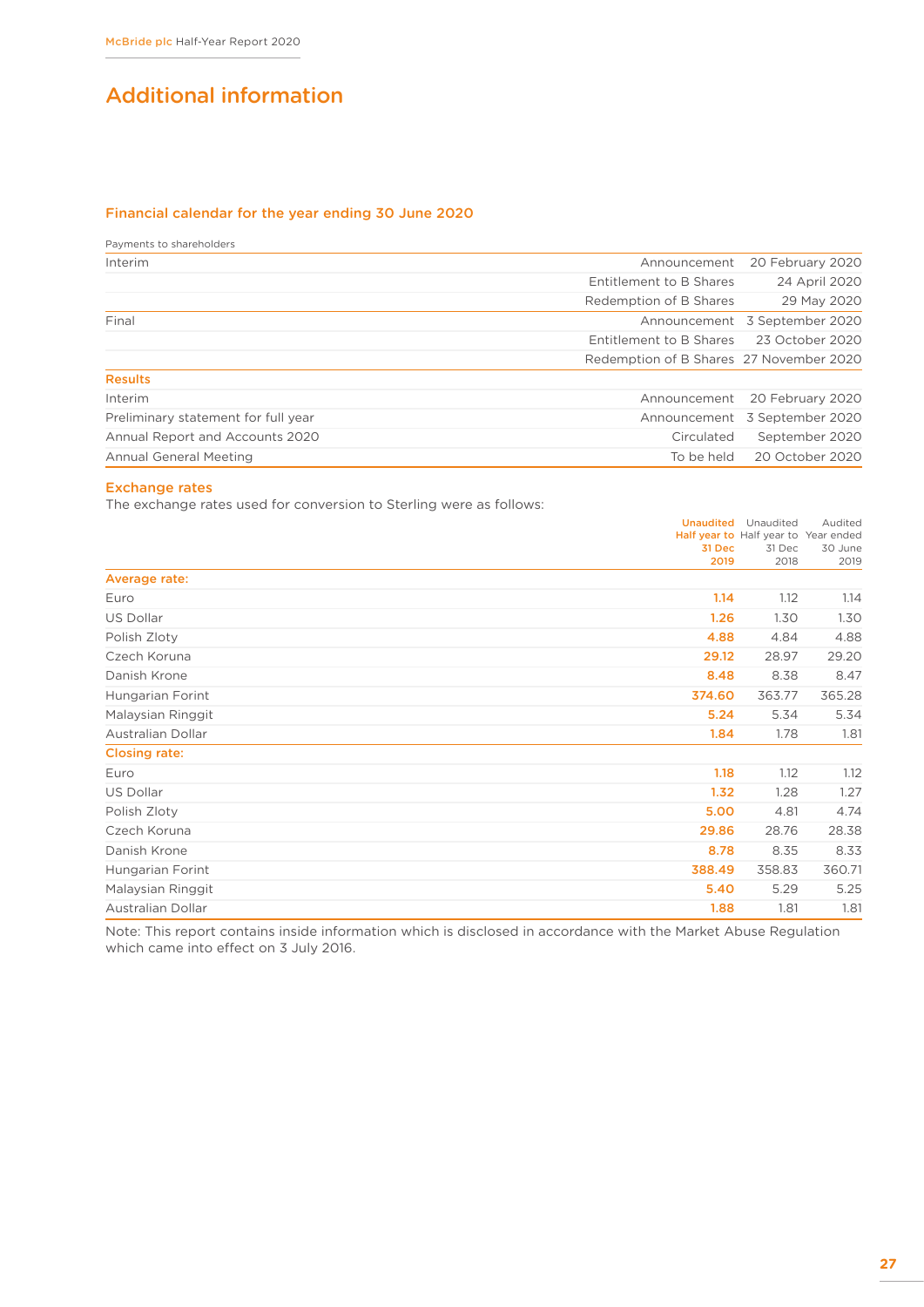# Additional information

## Financial calendar for the year ending 30 June 2020

| Payments to shareholders | | |
|---|---|---|
| Interim | Announcement | 20 February 2020 |
| | Entitlement to B Shares | 24 April 2020 |
| | Redemption of B Shares | 29 May 2020 |
| Final | Announcement | 3 September 2020 |
| | Entitlement to B Shares | 23 October 2020 |
| | Redemption of B Shares | 27 November 2020 |
| **Results** | | |
| Interim | Announcement | 20 February 2020 |
| Preliminary statement for full year | Announcement | 3 September 2020 |
| Annual Report and Accounts 2020 | Circulated | September 2020 |
| Annual General Meeting | To be held | 20 October 2020 |

## Exchange rates

The exchange rates used for conversion to Sterling were as follows:

| | Unaudited Half year to 31 Dec 2019 | Unaudited Half year to 31 Dec 2018 | Audited Year ended 30 June 2019 |
|---|---|---|---|
| **Average rate:** | | | |
| Euro | **1.14** | 1.12 | 1.14 |
| US Dollar | **1.26** | 1.30 | 1.30 |
| Polish Zloty | **4.88** | 4.84 | 4.88 |
| Czech Koruna | **29.12** | 28.97 | 29.20 |
| Danish Krone | **8.48** | 8.38 | 8.47 |
| Hungarian Forint | **374.60** | 363.77 | 365.28 |
| Malaysian Ringgit | **5.24** | 5.34 | 5.34 |
| Australian Dollar | **1.84** | 1.78 | 1.81 |
| **Closing rate:** | | | |
| Euro | **1.18** | 1.12 | 1.12 |
| US Dollar | **1.32** | 1.28 | 1.27 |
| Polish Zloty | **5.00** | 4.81 | 4.74 |
| Czech Koruna | **29.86** | 28.76 | 28.38 |
| Danish Krone | **8.78** | 8.35 | 8.33 |
| Hungarian Forint | **388.49** | 358.83 | 360.71 |
| Malaysian Ringgit | **5.40** | 5.29 | 5.25 |
| Australian Dollar | **1.88** | 1.81 | 1.81 |

Note: This report contains inside information which is disclosed in accordance with the Market Abuse Regulation which came into effect on 3 July 2016.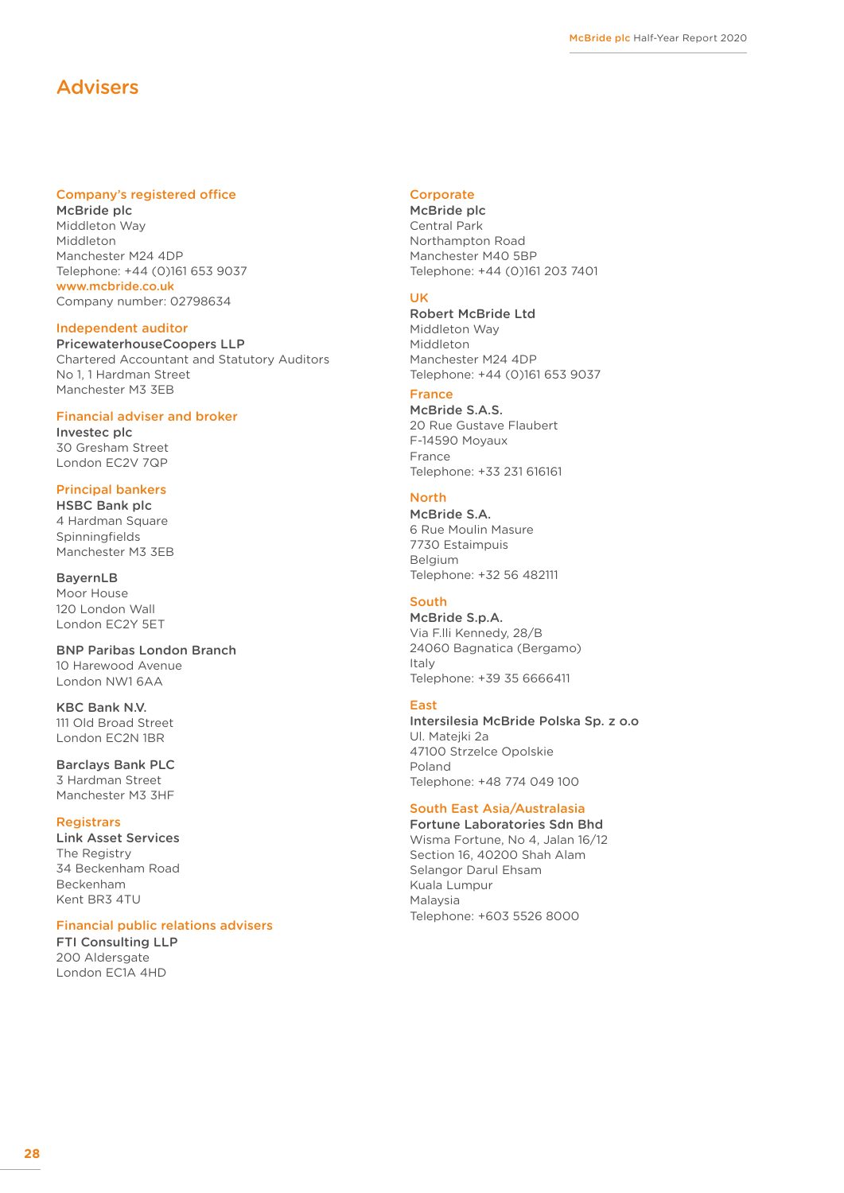# Advisers

### Company's registered office

**McBride plc**
Middleton Way
Middleton
Manchester M24 4DP
Telephone: +44 (0)161 653 9037
www.mcbride.co.uk
Company number: 02798634

### Independent auditor

**PricewaterhouseCoopers LLP**
Chartered Accountant and Statutory Auditors
No 1, 1 Hardman Street
Manchester M3 3EB

### Financial adviser and broker

**Investec plc**
30 Gresham Street
London EC2V 7QP

### Principal bankers

**HSBC Bank plc**
4 Hardman Square
Spinningfields
Manchester M3 3EB

**BayernLB**
Moor House
120 London Wall
London EC2Y 5ET

**BNP Paribas London Branch**
10 Harewood Avenue
London NW1 6AA

**KBC Bank N.V.**
111 Old Broad Street
London EC2N 1BR

**Barclays Bank PLC**
3 Hardman Street
Manchester M3 3HF

### Registrars

**Link Asset Services**
The Registry
34 Beckenham Road
Beckenham
Kent BR3 4TU

### Financial public relations advisers

**FTI Consulting LLP**
200 Aldersgate
London EC1A 4HD

### Corporate

**McBride plc**
Central Park
Northampton Road
Manchester M40 5BP
Telephone: +44 (0)161 203 7401

### UK

**Robert McBride Ltd**
Middleton Way
Middleton
Manchester M24 4DP
Telephone: +44 (0)161 653 9037

### France

**McBride S.A.S.**
20 Rue Gustave Flaubert
F-14590 Moyaux
France
Telephone: +33 231 616161

### North

**McBride S.A.**
6 Rue Moulin Masure
7730 Estaimpuis
Belgium
Telephone: +32 56 482111

### South

**McBride S.p.A.**
Via F.lli Kennedy, 28/B
24060 Bagnatica (Bergamo)
Italy
Telephone: +39 35 6666411

### East

**Intersilesia McBride Polska Sp. z o.o**
Ul. Matejki 2a
47100 Strzelce Opolskie
Poland
Telephone: +48 774 049 100

### South East Asia/Australasia

**Fortune Laboratories Sdn Bhd**
Wisma Fortune, No 4, Jalan 16/12
Section 16, 40200 Shah Alam
Selangor Darul Ehsam
Kuala Lumpur
Malaysia
Telephone: +603 5526 8000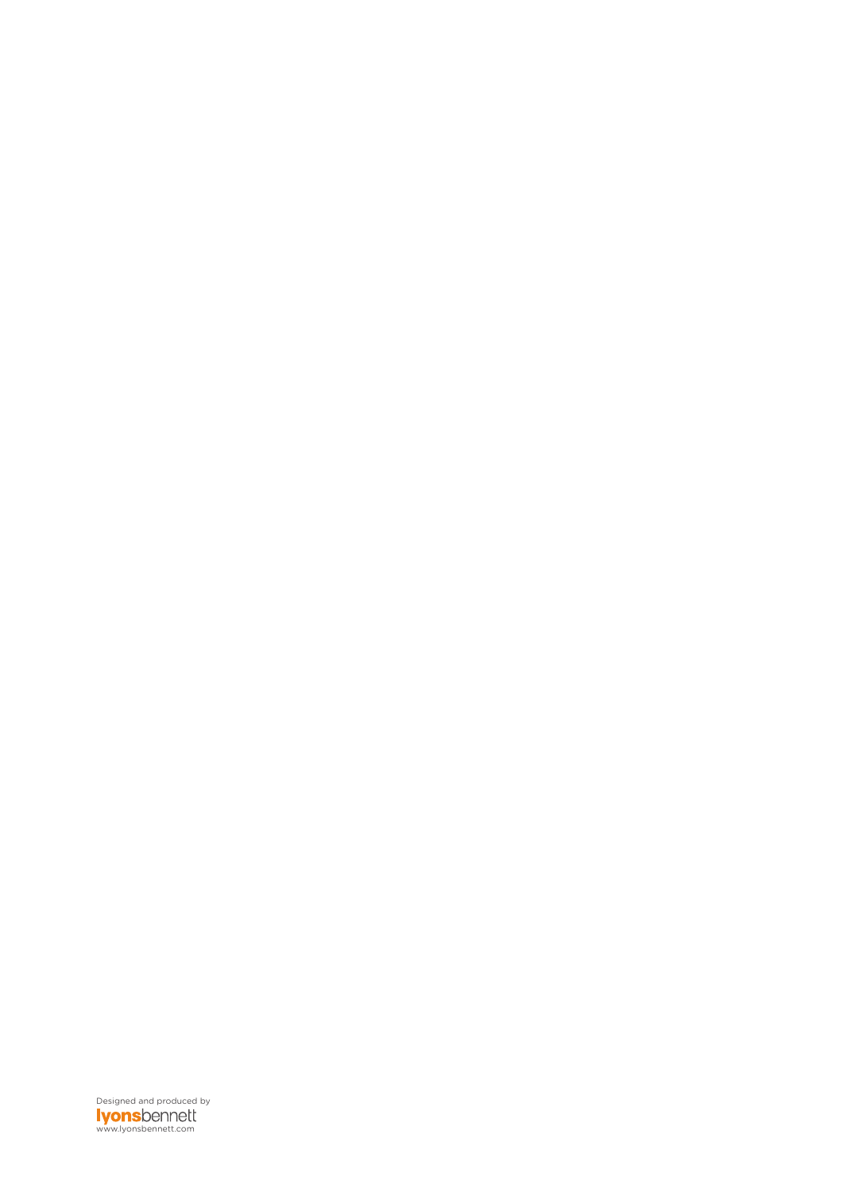Designed and produced by

**lyons**bennett

www.lyonsbennett.com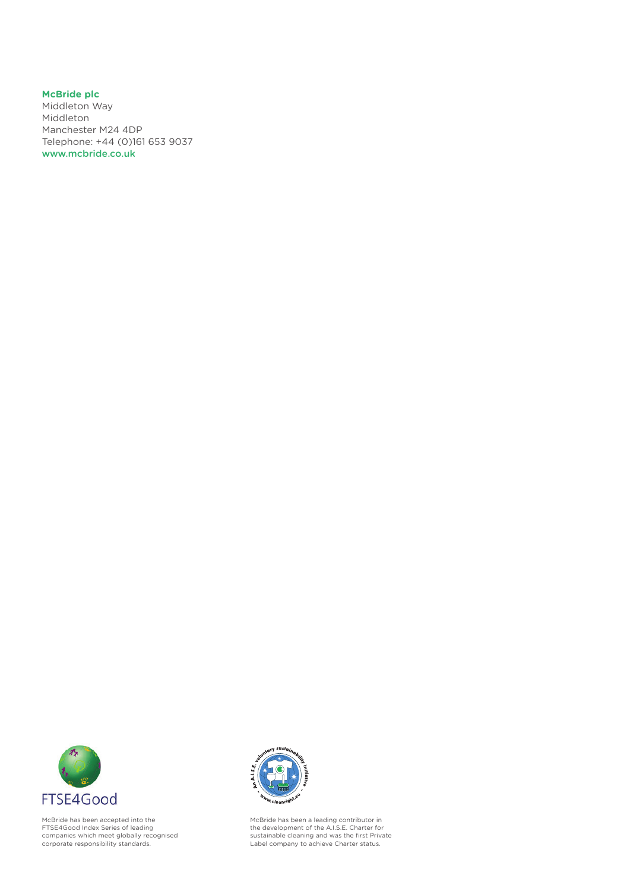**McBride plc**
Middleton Way
Middleton
Manchester M24 4DP
Telephone: +44 (0)161 653 9037
www.mcbride.co.uk

FTSE4Good

McBride has been accepted into the FTSE4Good Index Series of leading companies which meet globally recognised corporate responsibility standards.

McBride has been a leading contributor in the development of the A.I.S.E. Charter for sustainable cleaning and was the first Private Label company to achieve Charter status.